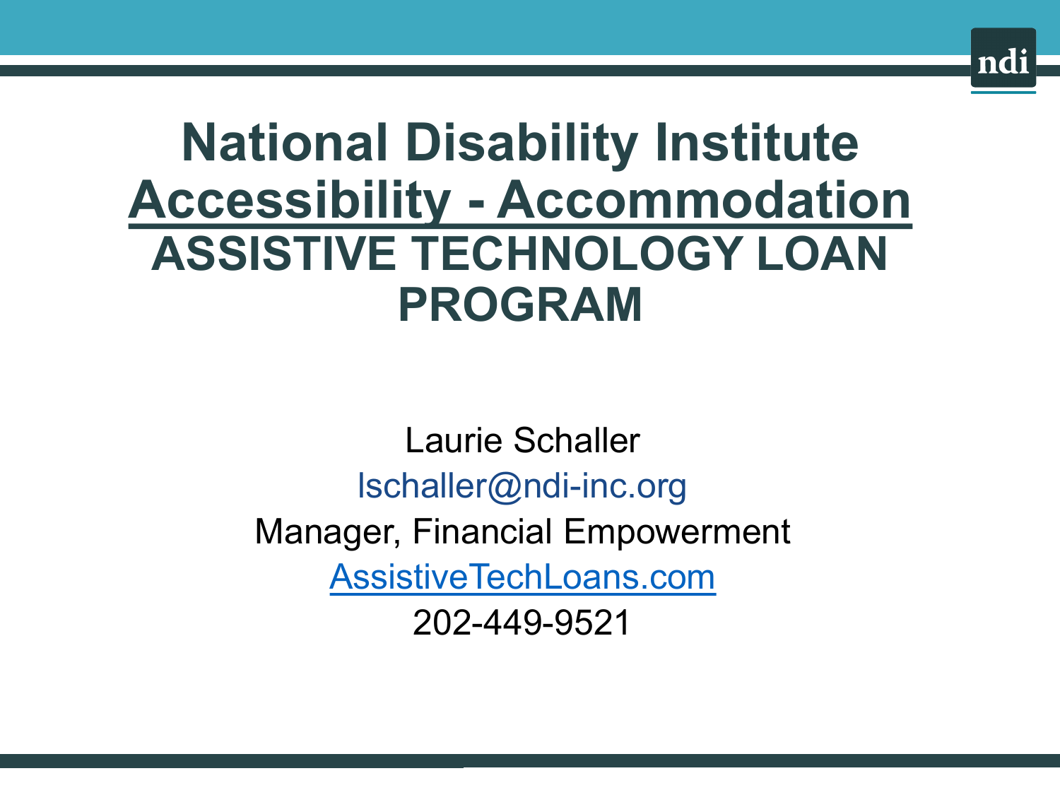# National Disability Institute

## Accessibility - Accommodation

## ASSISTIVE TECHNOLOGY LOAN PROGRAM

Laurie Schaller

lschaller@ndi-inc.org

Manager, Financial Empowerment

AssistiveTechLoans.com

202-449-9521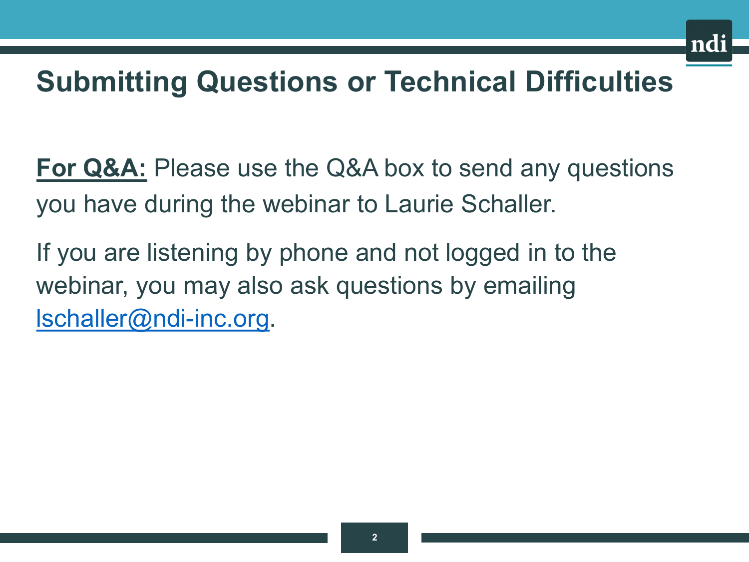# Submitting Questions or Technical Difficulties

**For Q&A:** Please use the Q&A box to send any questions you have during the webinar to Laurie Schaller.

If you are listening by phone and not logged in to the webinar, you may also ask questions by emailing lschaller@ndi-inc.org.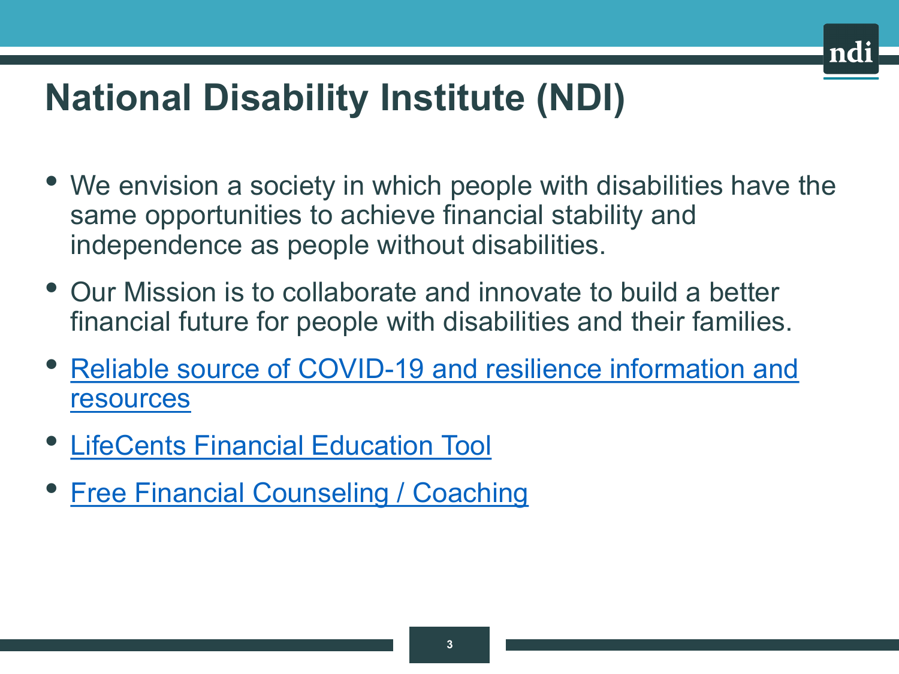# National Disability Institute (NDI)

- We envision a society in which people with disabilities have the same opportunities to achieve financial stability and independence as people without disabilities.
- Our Mission is to collaborate and innovate to build a better financial future for people with disabilities and their families.
- Reliable source of COVID-19 and resilience information and resources
- LifeCents Financial Education Tool
- Free Financial Counseling / Coaching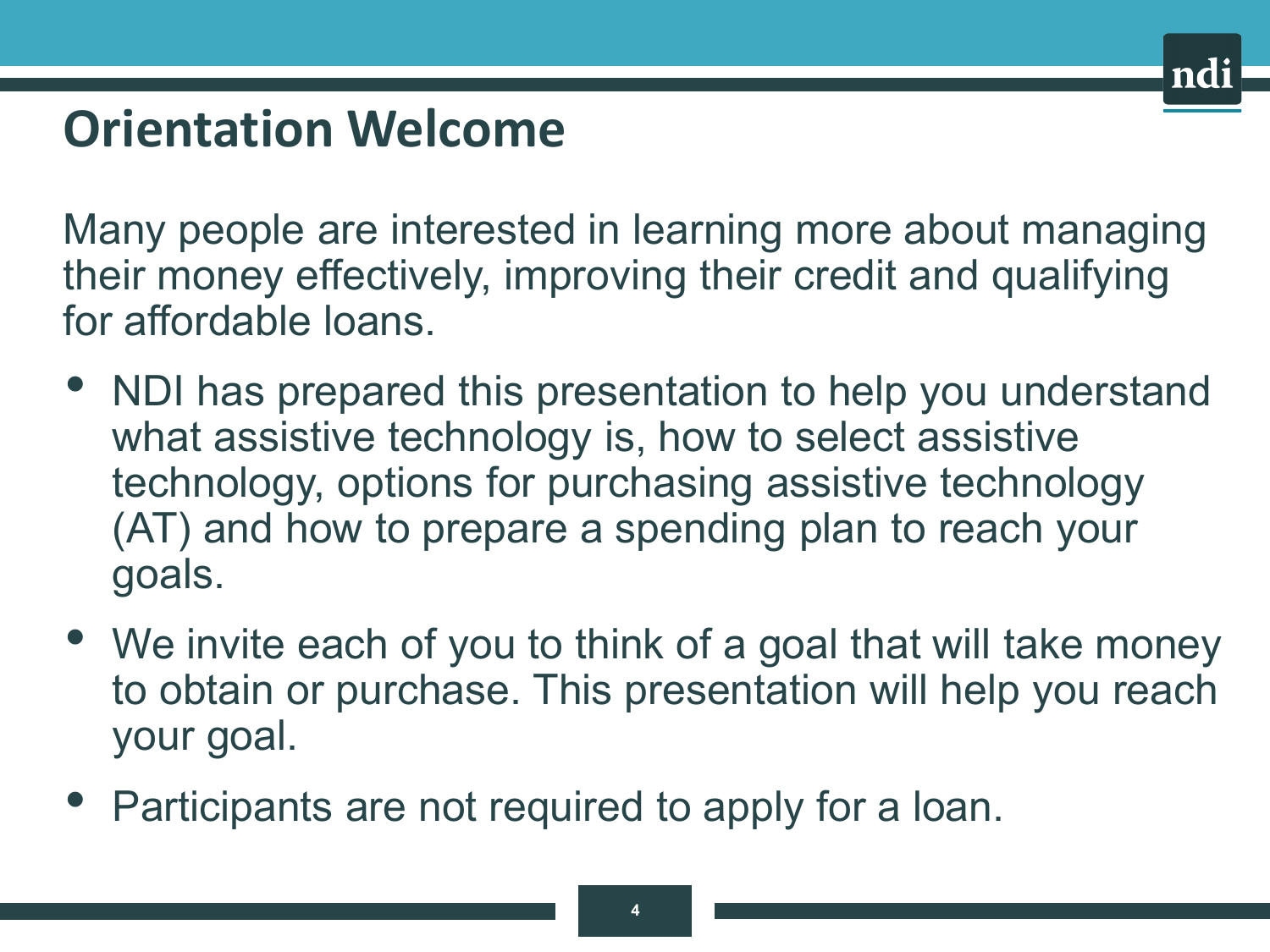# Orientation Welcome

Many people are interested in learning more about managing their money effectively, improving their credit and qualifying for affordable loans.

- NDI has prepared this presentation to help you understand what assistive technology is, how to select assistive technology, options for purchasing assistive technology (AT) and how to prepare a spending plan to reach your goals.
- We invite each of you to think of a goal that will take money to obtain or purchase. This presentation will help you reach your goal.
- Participants are not required to apply for a loan.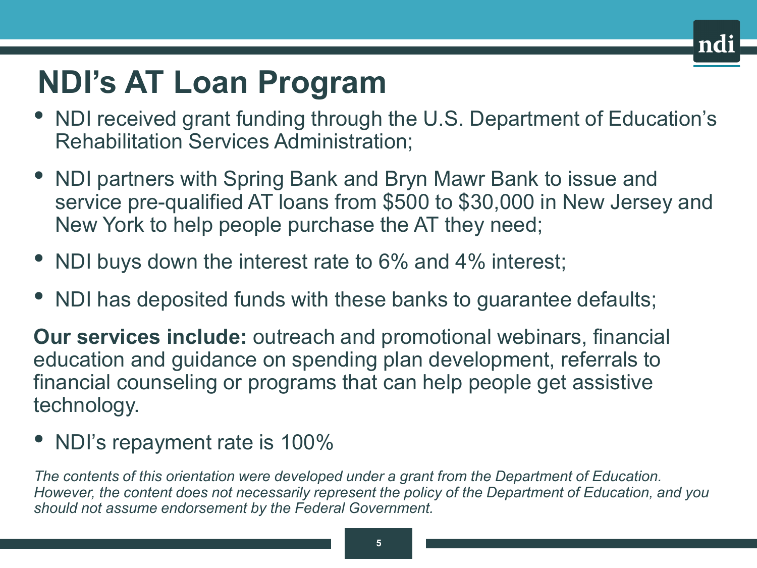# NDI's AT Loan Program

- NDI received grant funding through the U.S. Department of Education's Rehabilitation Services Administration;
- NDI partners with Spring Bank and Bryn Mawr Bank to issue and service pre-qualified AT loans from $500 to $30,000 in New Jersey and New York to help people purchase the AT they need;
- NDI buys down the interest rate to 6% and 4% interest;
- NDI has deposited funds with these banks to guarantee defaults;

**Our services include:** outreach and promotional webinars, financial education and guidance on spending plan development, referrals to financial counseling or programs that can help people get assistive technology.

- NDI's repayment rate is 100%

*The contents of this orientation were developed under a grant from the Department of Education. However, the content does not necessarily represent the policy of the Department of Education, and you should not assume endorsement by the Federal Government.*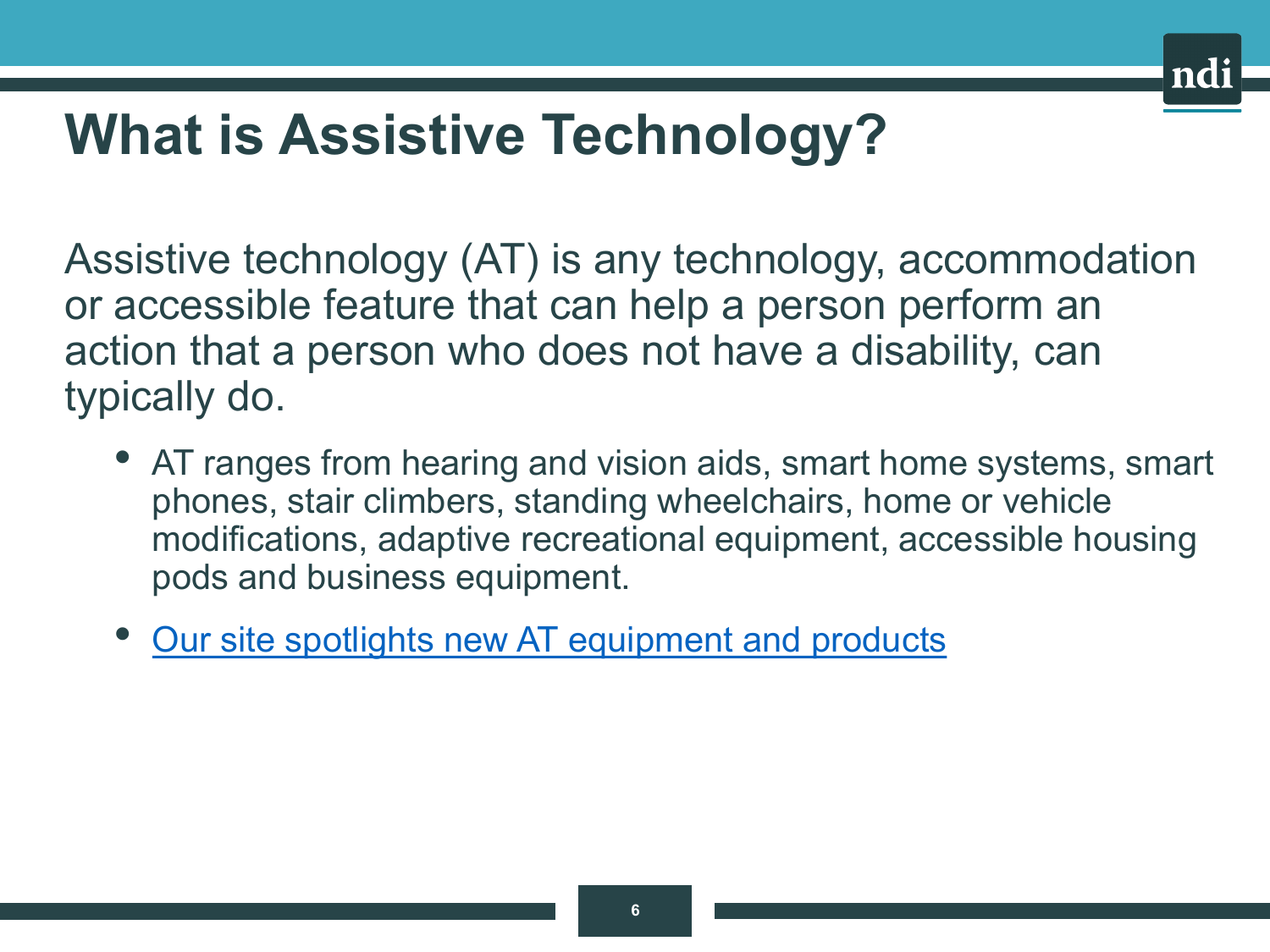# What is Assistive Technology?

Assistive technology (AT) is any technology, accommodation or accessible feature that can help a person perform an action that a person who does not have a disability, can typically do.

- AT ranges from hearing and vision aids, smart home systems, smart phones, stair climbers, standing wheelchairs, home or vehicle modifications, adaptive recreational equipment, accessible housing pods and business equipment.
- Our site spotlights new AT equipment and products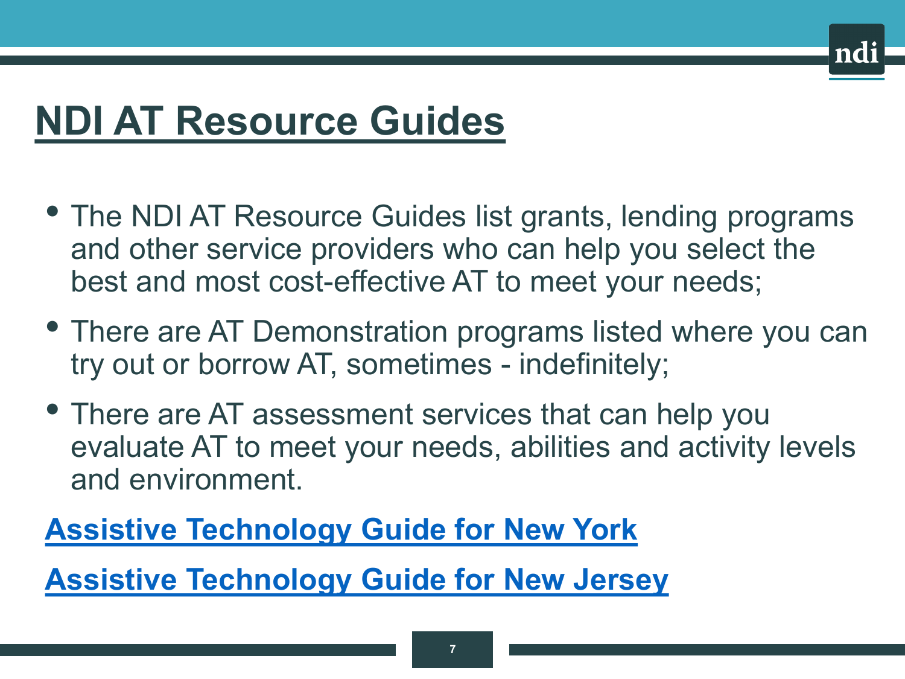# NDI AT Resource Guides

- The NDI AT Resource Guides list grants, lending programs and other service providers who can help you select the best and most cost-effective AT to meet your needs;
- There are AT Demonstration programs listed where you can try out or borrow AT, sometimes - indefinitely;
- There are AT assessment services that can help you evaluate AT to meet your needs, abilities and activity levels and environment.

**Assistive Technology Guide for New York**

**Assistive Technology Guide for New Jersey**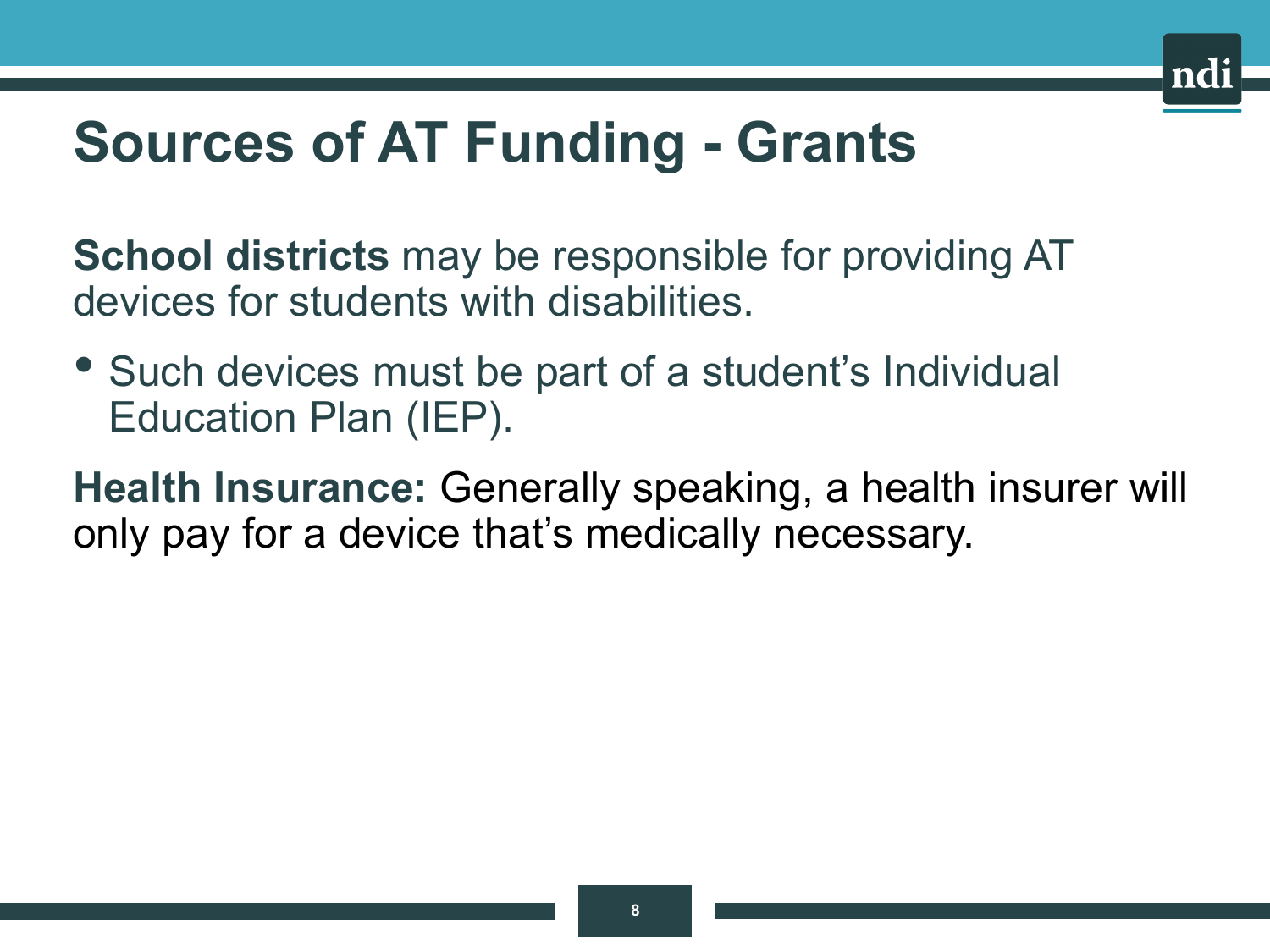# Sources of AT Funding - Grants

**School districts** may be responsible for providing AT devices for students with disabilities.

- Such devices must be part of a student's Individual Education Plan (IEP).

**Health Insurance:** Generally speaking, a health insurer will only pay for a device that's medically necessary.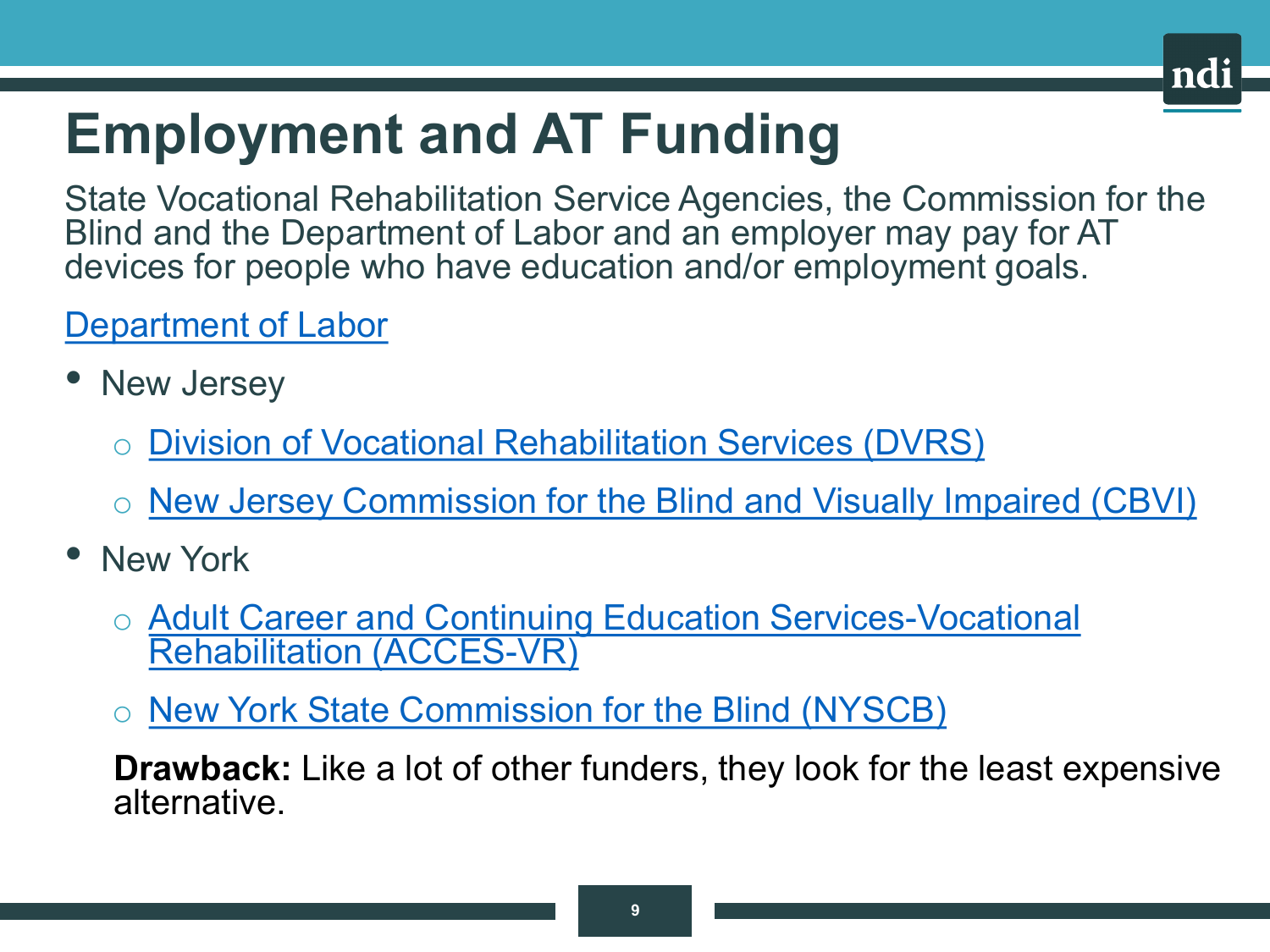# Employment and AT Funding

State Vocational Rehabilitation Service Agencies, the Commission for the Blind and the Department of Labor and an employer may pay for AT devices for people who have education and/or employment goals.

Department of Labor

- New Jersey
  - Division of Vocational Rehabilitation Services (DVRS)
  - New Jersey Commission for the Blind and Visually Impaired (CBVI)
- New York
  - Adult Career and Continuing Education Services-Vocational Rehabilitation (ACCES-VR)
  - New York State Commission for the Blind (NYSCB)

**Drawback:** Like a lot of other funders, they look for the least expensive alternative.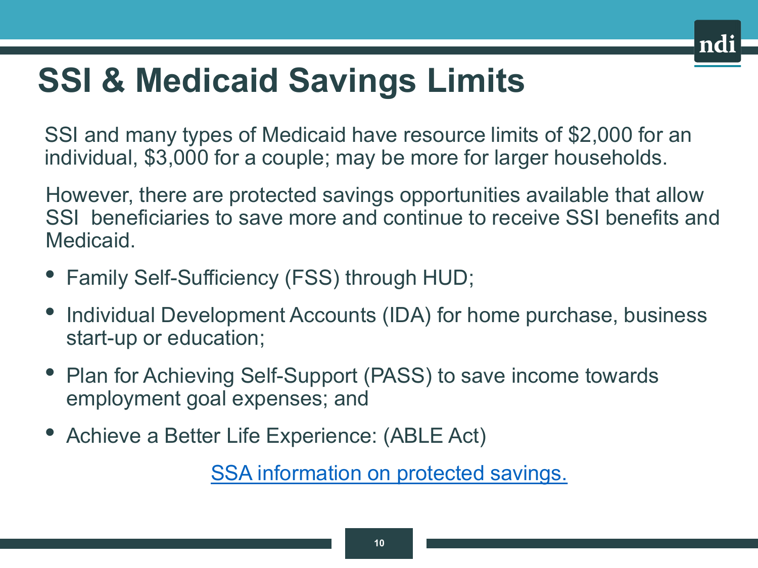# SSI & Medicaid Savings Limits

SSI and many types of Medicaid have resource limits of $2,000 for an individual, $3,000 for a couple; may be more for larger households.

However, there are protected savings opportunities available that allow SSI beneficiaries to save more and continue to receive SSI benefits and Medicaid.

- Family Self-Sufficiency (FSS) through HUD;
- Individual Development Accounts (IDA) for home purchase, business start-up or education;
- Plan for Achieving Self-Support (PASS) to save income towards employment goal expenses; and
- Achieve a Better Life Experience: (ABLE Act)

SSA information on protected savings.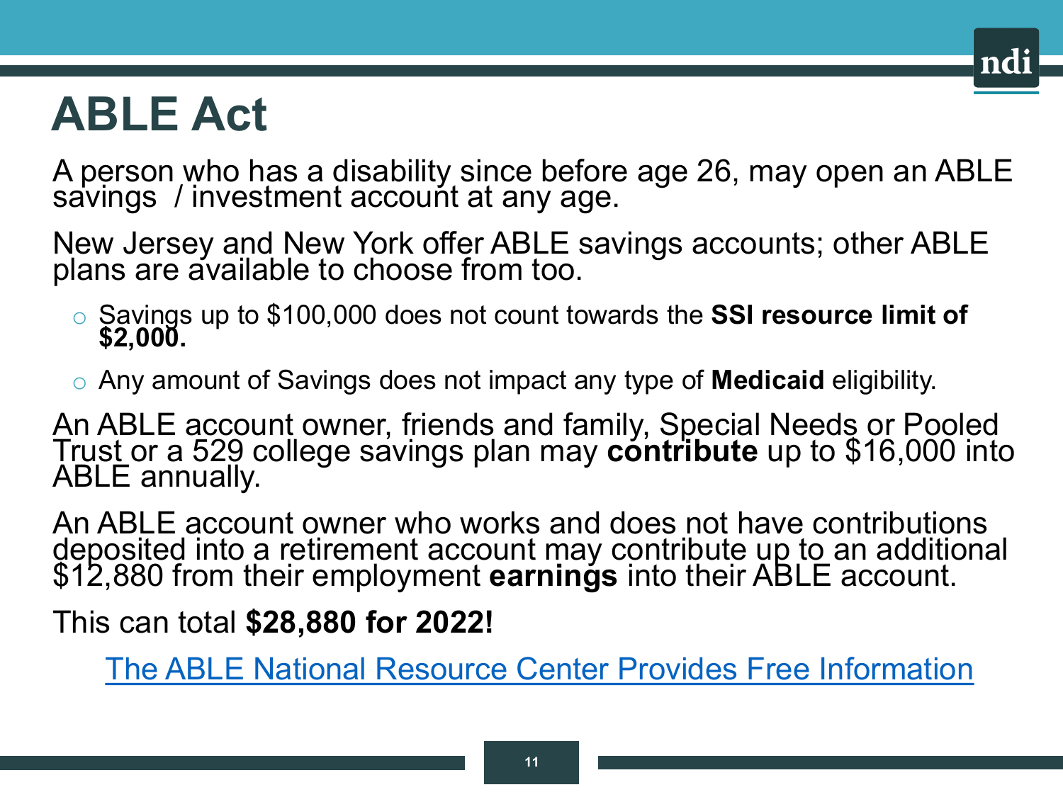# ABLE Act

A person who has a disability since before age 26, may open an ABLE savings / investment account at any age.

New Jersey and New York offer ABLE savings accounts; other ABLE plans are available to choose from too.

- Savings up to $100,000 does not count towards the **SSI resource limit of $2,000.**
- Any amount of Savings does not impact any type of **Medicaid** eligibility.

An ABLE account owner, friends and family, Special Needs or Pooled Trust or a 529 college savings plan may **contribute** up to $16,000 into ABLE annually.

An ABLE account owner who works and does not have contributions deposited into a retirement account may contribute up to an additional $12,880 from their employment **earnings** into their ABLE account.

This can total **$28,880 for 2022!**

The ABLE National Resource Center Provides Free Information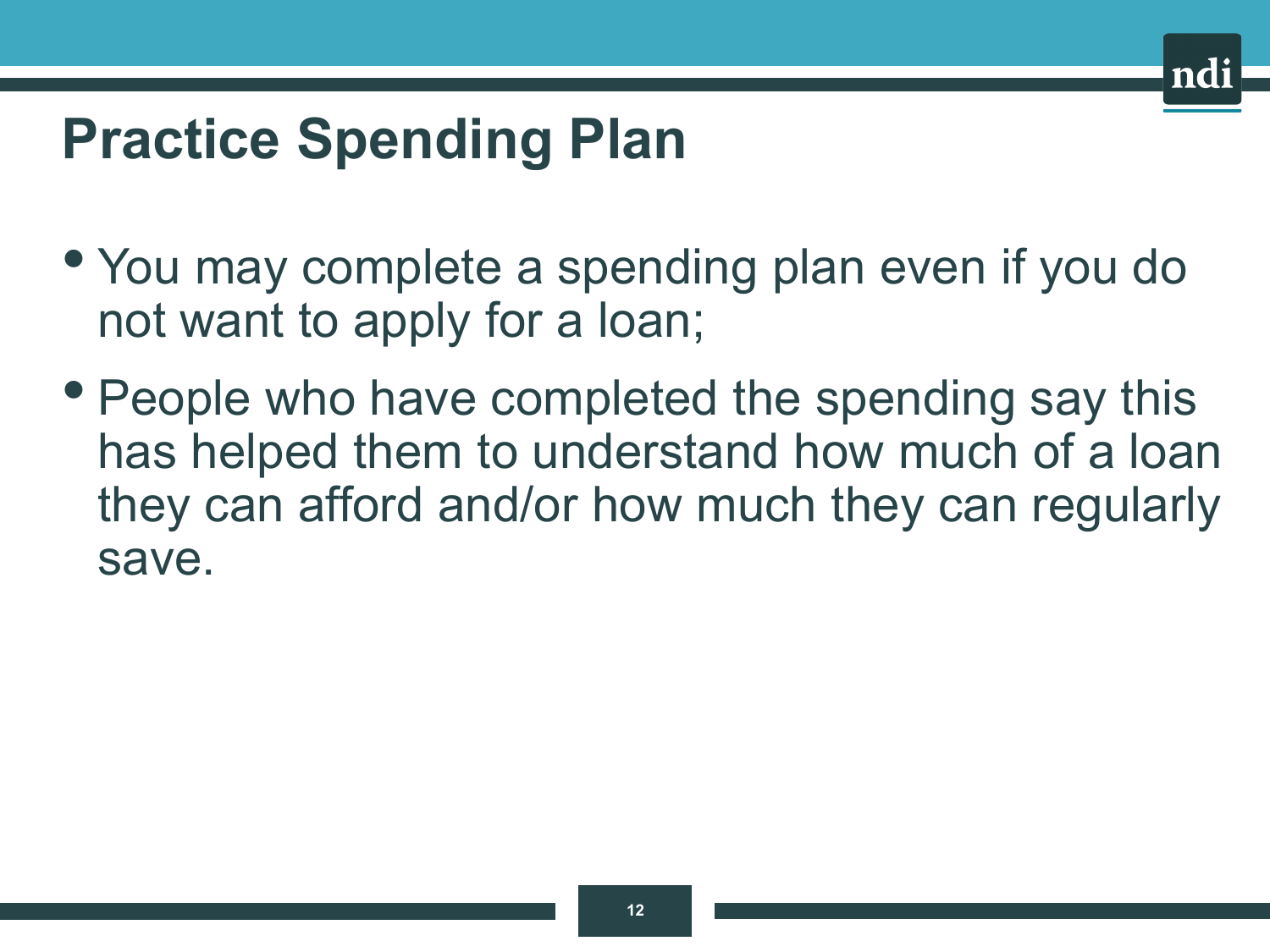# Practice Spending Plan

- You may complete a spending plan even if you do not want to apply for a loan;
- People who have completed the spending say this has helped them to understand how much of a loan they can afford and/or how much they can regularly save.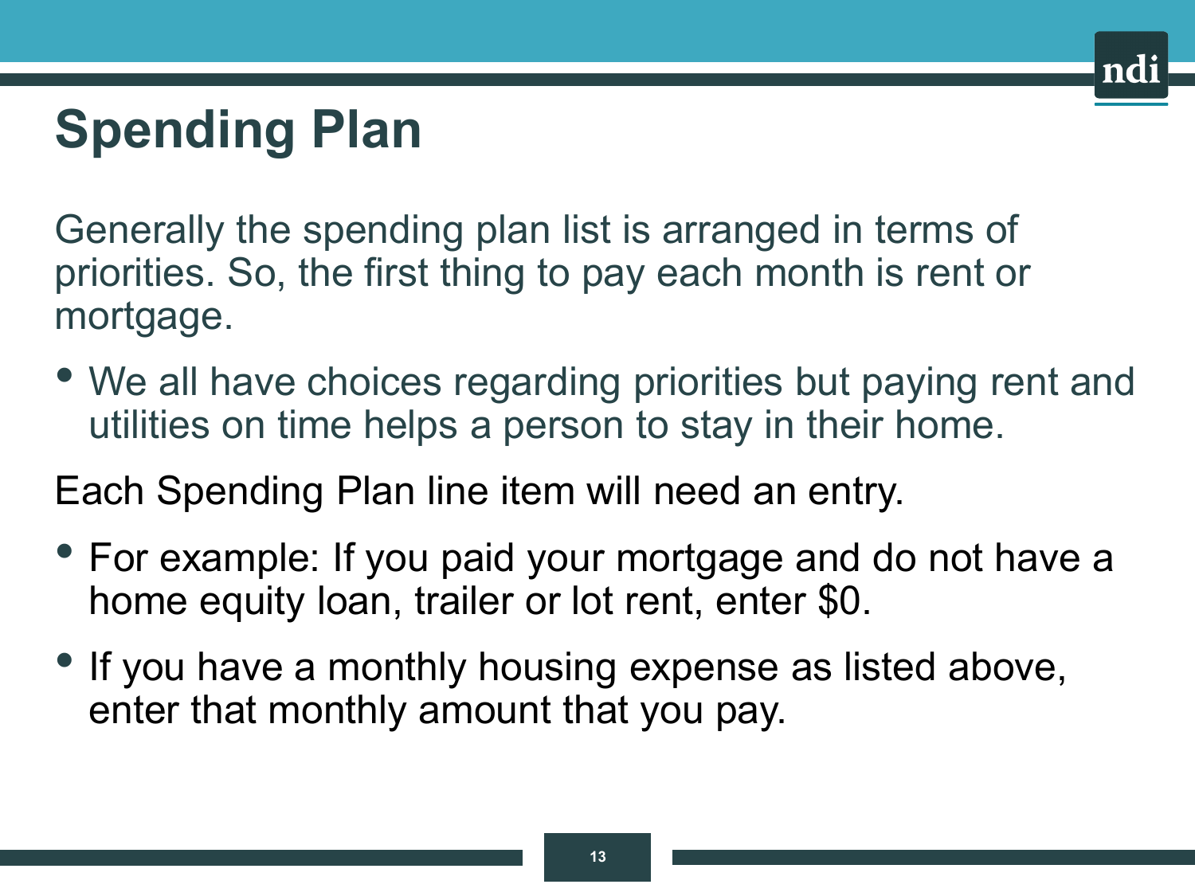# Spending Plan

Generally the spending plan list is arranged in terms of priorities. So, the first thing to pay each month is rent or mortgage.

- We all have choices regarding priorities but paying rent and utilities on time helps a person to stay in their home.

Each Spending Plan line item will need an entry.

- For example: If you paid your mortgage and do not have a home equity loan, trailer or lot rent, enter $0.
- If you have a monthly housing expense as listed above, enter that monthly amount that you pay.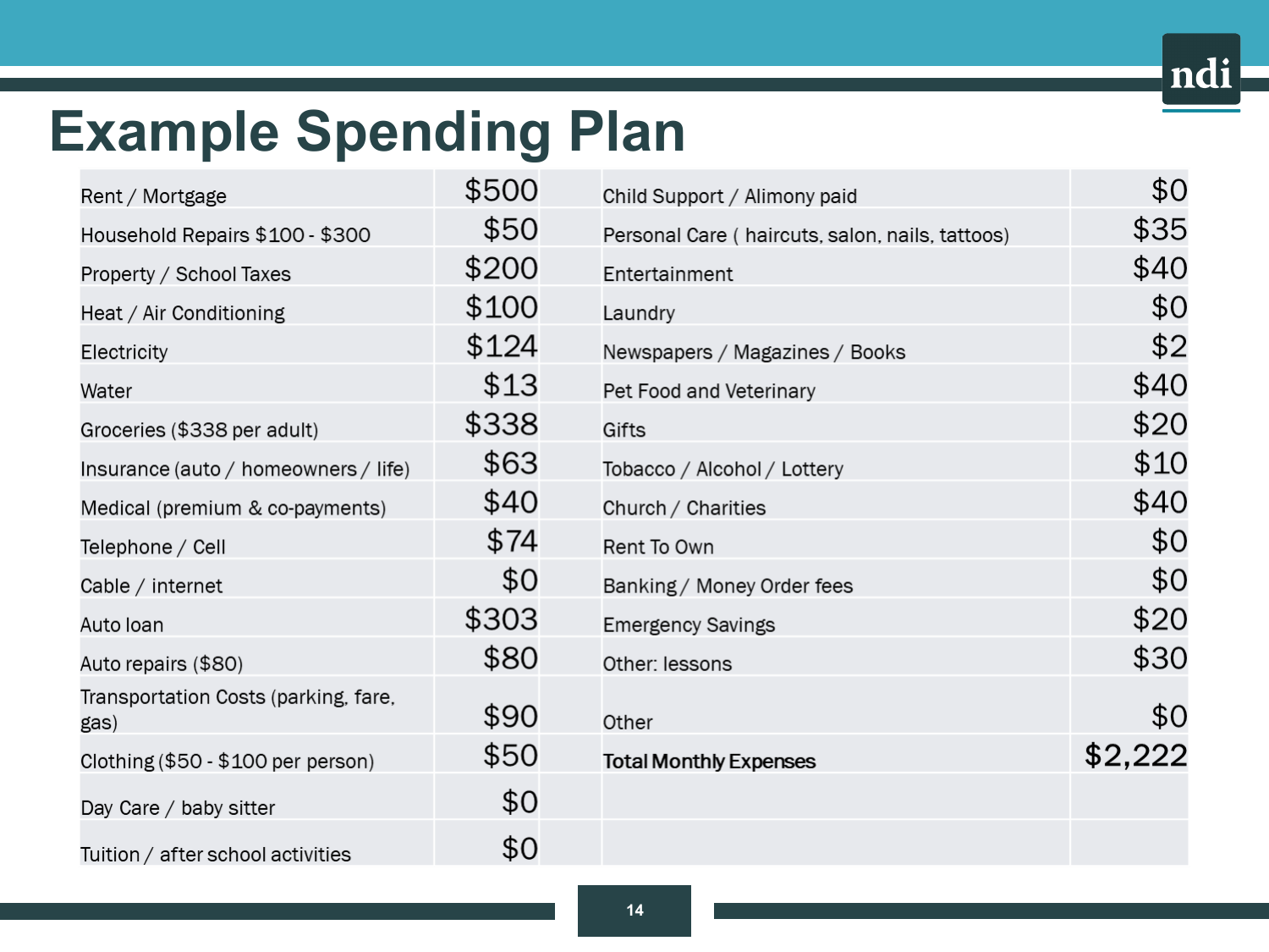# Example Spending Plan

| | | | |
|---|---|---|---|
| Rent / Mortgage | $500 | Child Support / Alimony paid | $0 |
| Household Repairs $100 - $300 | $50 | Personal Care ( haircuts, salon, nails, tattoos) | $35 |
| Property / School Taxes | $200 | Entertainment | $40 |
| Heat / Air Conditioning | $100 | Laundry | $0 |
| Electricity | $124 | Newspapers / Magazines / Books | $2 |
| Water | $13 | Pet Food and Veterinary | $40 |
| Groceries ($338 per adult) | $338 | Gifts | $20 |
| Insurance (auto / homeowners / life) | $63 | Tobacco / Alcohol / Lottery | $10 |
| Medical (premium & co-payments) | $40 | Church / Charities | $40 |
| Telephone / Cell | $74 | Rent To Own | $0 |
| Cable / internet | $0 | Banking / Money Order fees | $0 |
| Auto loan | $303 | Emergency Savings | $20 |
| Auto repairs ($80) | $80 | Other: lessons | $30 |
| Transportation Costs (parking, fare, gas) | $90 | Other | $0 |
| Clothing ($50 - $100 per person) | $50 | **Total Monthly Expenses** | $2,222 |
| Day Care / baby sitter | $0 | | |
| Tuition / after school activities | $0 | | |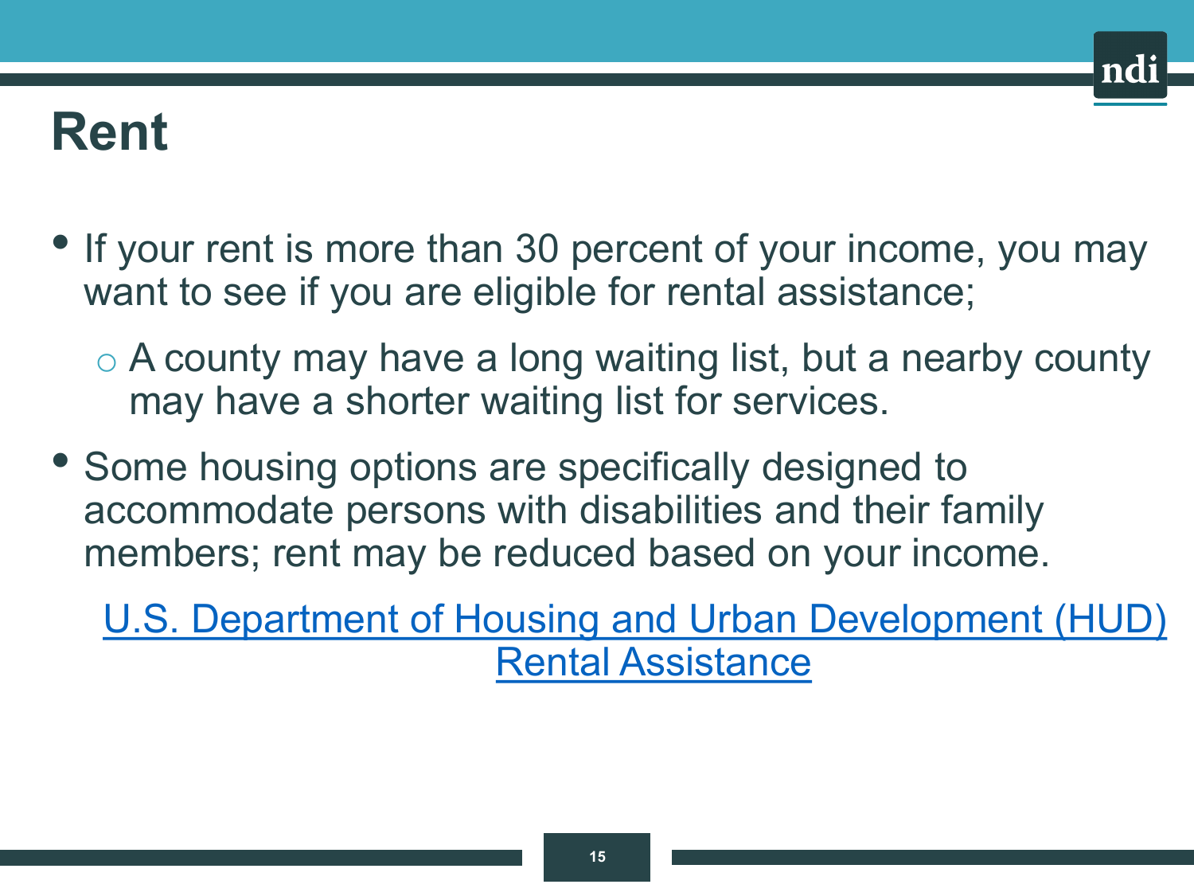# Rent

- If your rent is more than 30 percent of your income, you may want to see if you are eligible for rental assistance;
  - A county may have a long waiting list, but a nearby county may have a shorter waiting list for services.
- Some housing options are specifically designed to accommodate persons with disabilities and their family members; rent may be reduced based on your income.

U.S. Department of Housing and Urban Development (HUD) Rental Assistance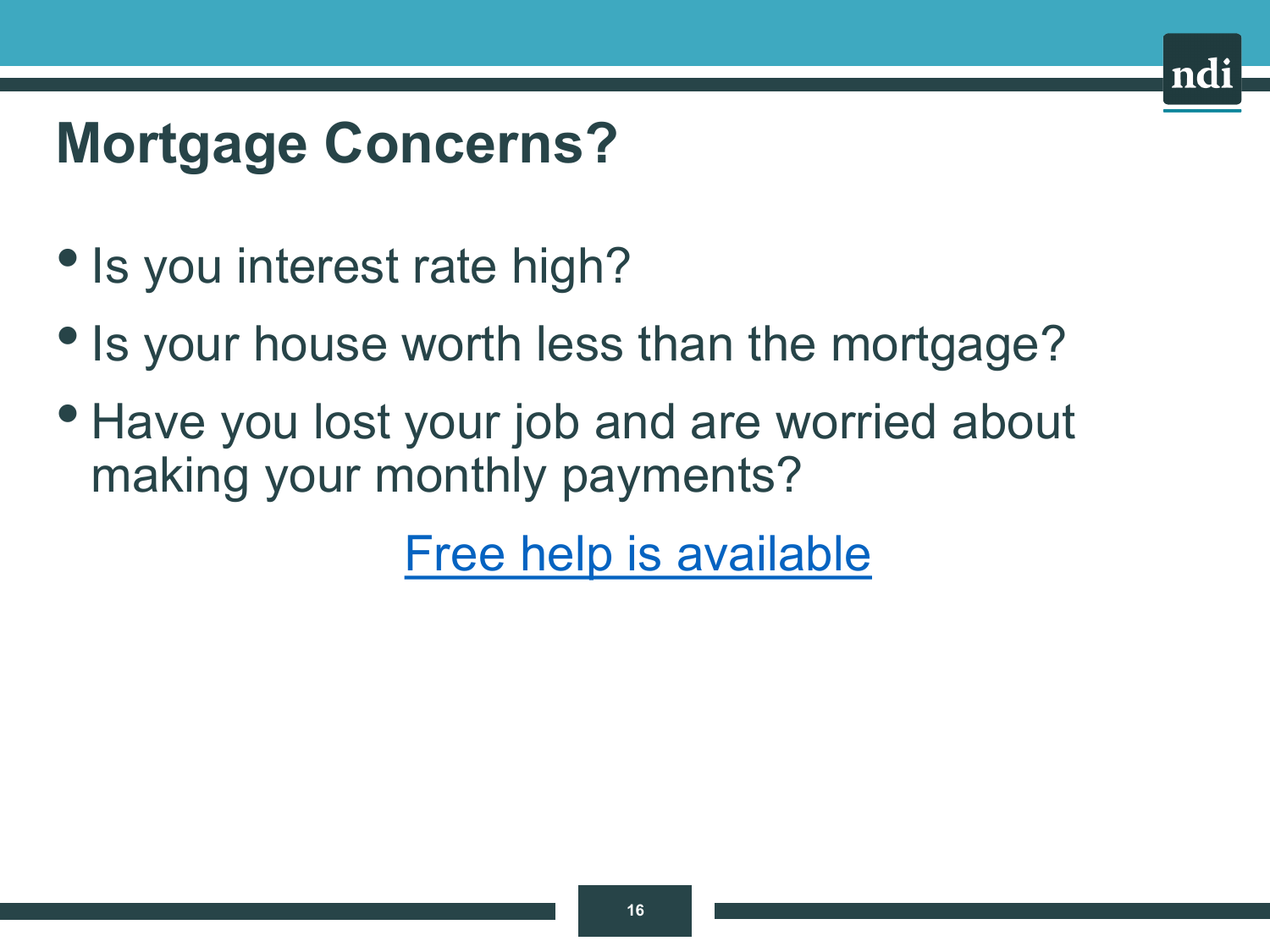# Mortgage Concerns?

- Is you interest rate high?
- Is your house worth less than the mortgage?
- Have you lost your job and are worried about making your monthly payments?

Free help is available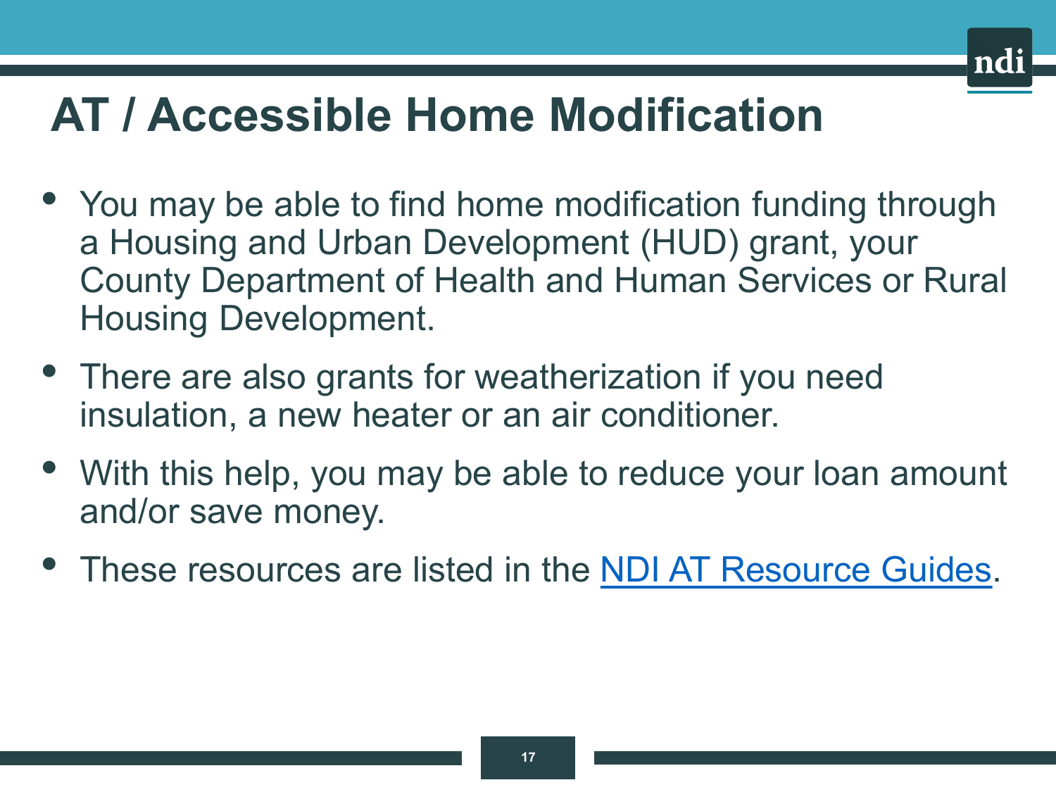# AT / Accessible Home Modification

- You may be able to find home modification funding through a Housing and Urban Development (HUD) grant, your County Department of Health and Human Services or Rural Housing Development.
- There are also grants for weatherization if you need insulation, a new heater or an air conditioner.
- With this help, you may be able to reduce your loan amount and/or save money.
- These resources are listed in the NDI AT Resource Guides.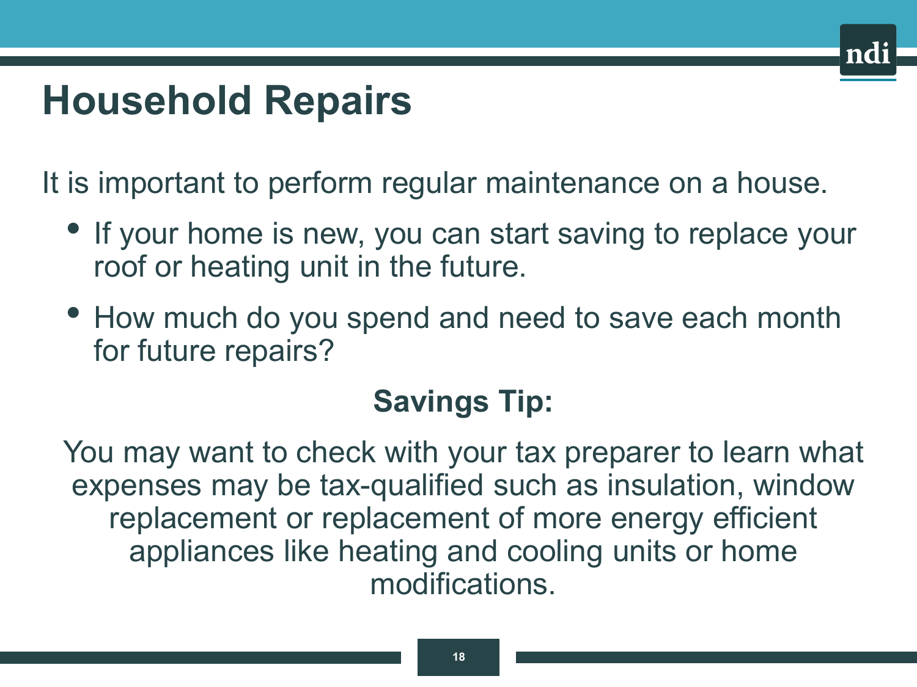# Household Repairs

It is important to perform regular maintenance on a house.

- If your home is new, you can start saving to replace your roof or heating unit in the future.
- How much do you spend and need to save each month for future repairs?

**Savings Tip:**

You may want to check with your tax preparer to learn what expenses may be tax-qualified such as insulation, window replacement or replacement of more energy efficient appliances like heating and cooling units or home modifications.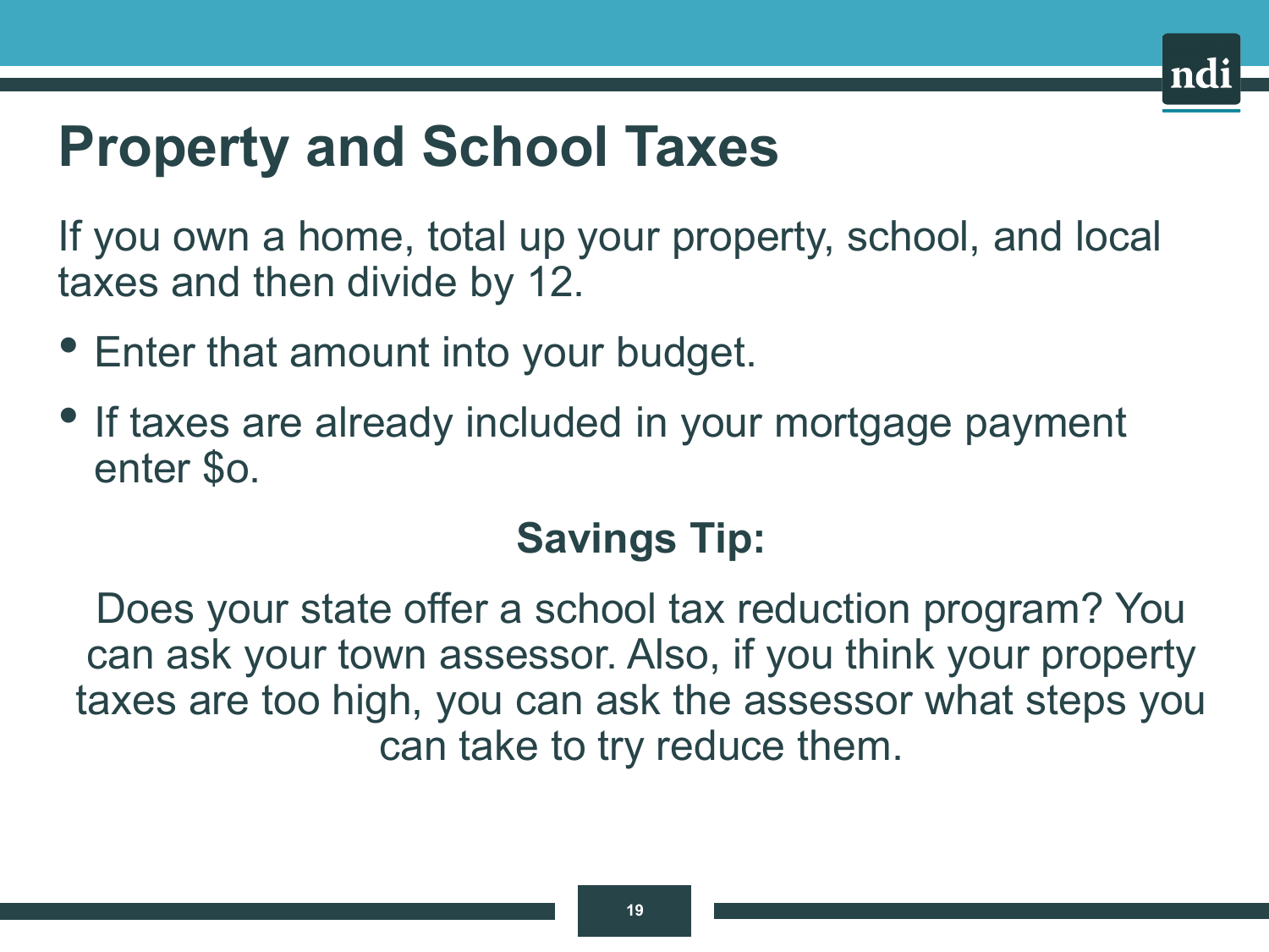# Property and School Taxes

If you own a home, total up your property, school, and local taxes and then divide by 12.

- Enter that amount into your budget.
- If taxes are already included in your mortgage payment enter $o.

**Savings Tip:**

Does your state offer a school tax reduction program? You can ask your town assessor. Also, if you think your property taxes are too high, you can ask the assessor what steps you can take to try reduce them.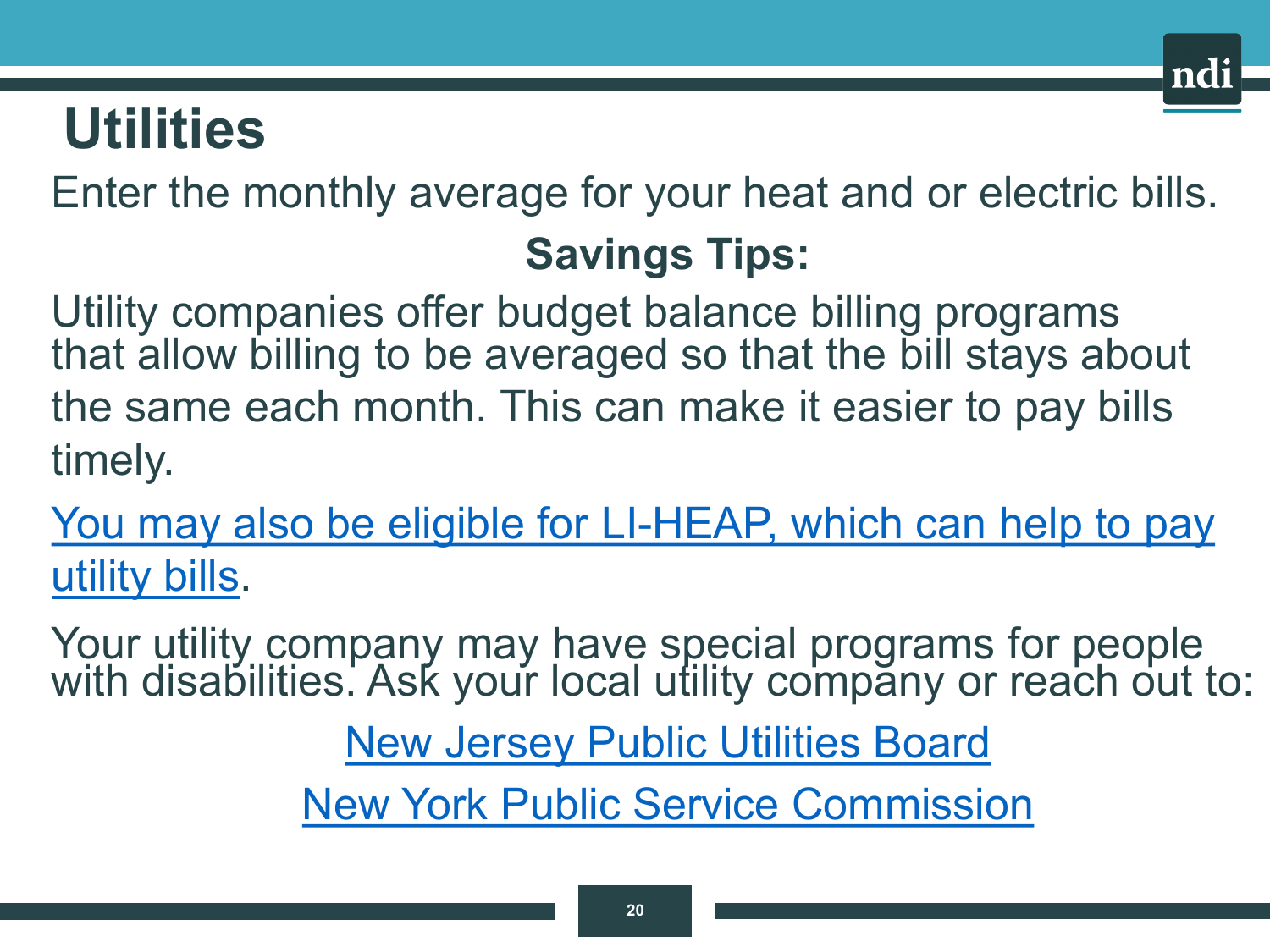# Utilities

Enter the monthly average for your heat and or electric bills.

**Savings Tips:**

Utility companies offer budget balance billing programs that allow billing to be averaged so that the bill stays about the same each month. This can make it easier to pay bills timely.

You may also be eligible for LI-HEAP, which can help to pay utility bills.

Your utility company may have special programs for people with disabilities. Ask your local utility company or reach out to:

New Jersey Public Utilities Board

New York Public Service Commission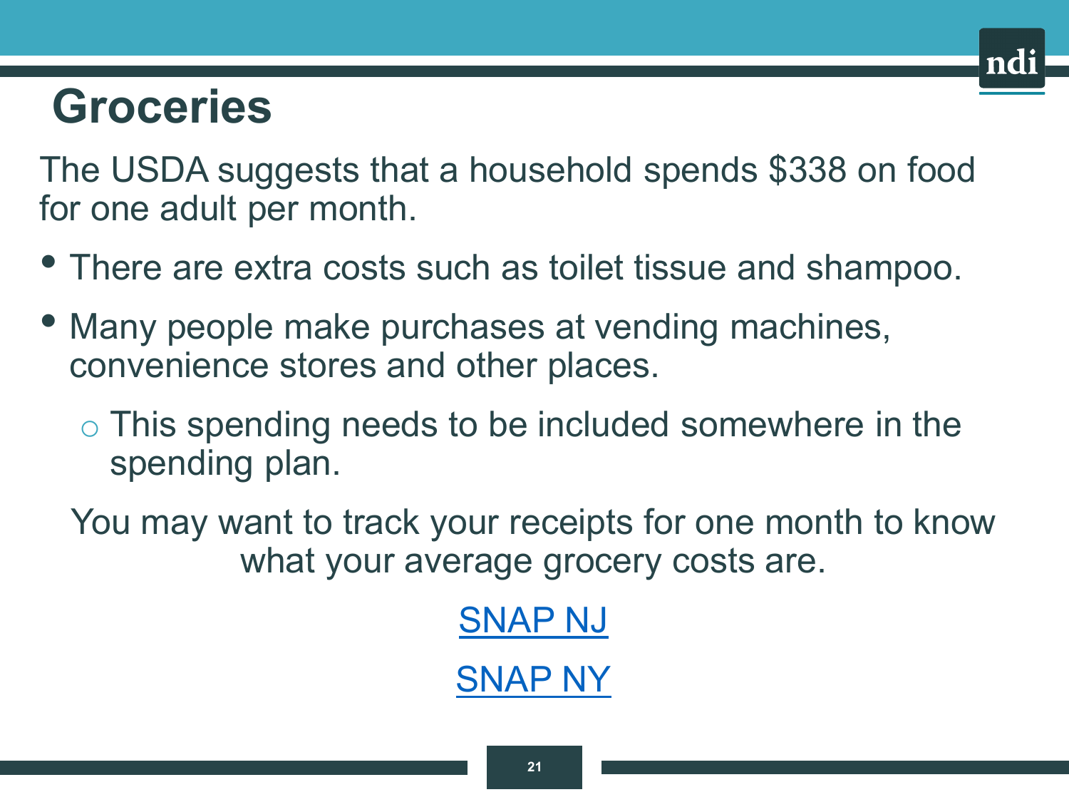# Groceries

The USDA suggests that a household spends $338 on food for one adult per month.

- There are extra costs such as toilet tissue and shampoo.
- Many people make purchases at vending machines, convenience stores and other places.
  - This spending needs to be included somewhere in the spending plan.

You may want to track your receipts for one month to know what your average grocery costs are.

SNAP NJ

SNAP NY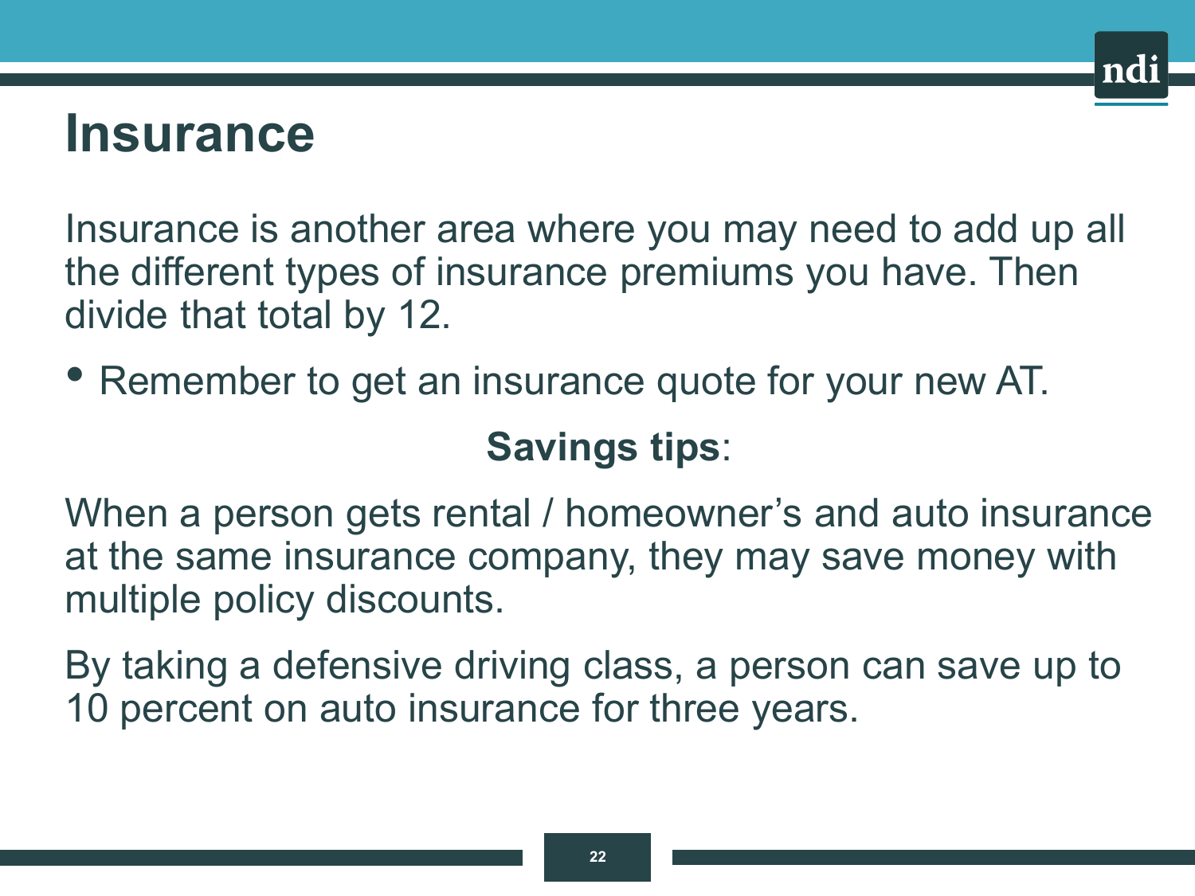# Insurance

Insurance is another area where you may need to add up all the different types of insurance premiums you have. Then divide that total by 12.

- Remember to get an insurance quote for your new AT.

**Savings tips**:

When a person gets rental / homeowner's and auto insurance at the same insurance company, they may save money with multiple policy discounts.

By taking a defensive driving class, a person can save up to 10 percent on auto insurance for three years.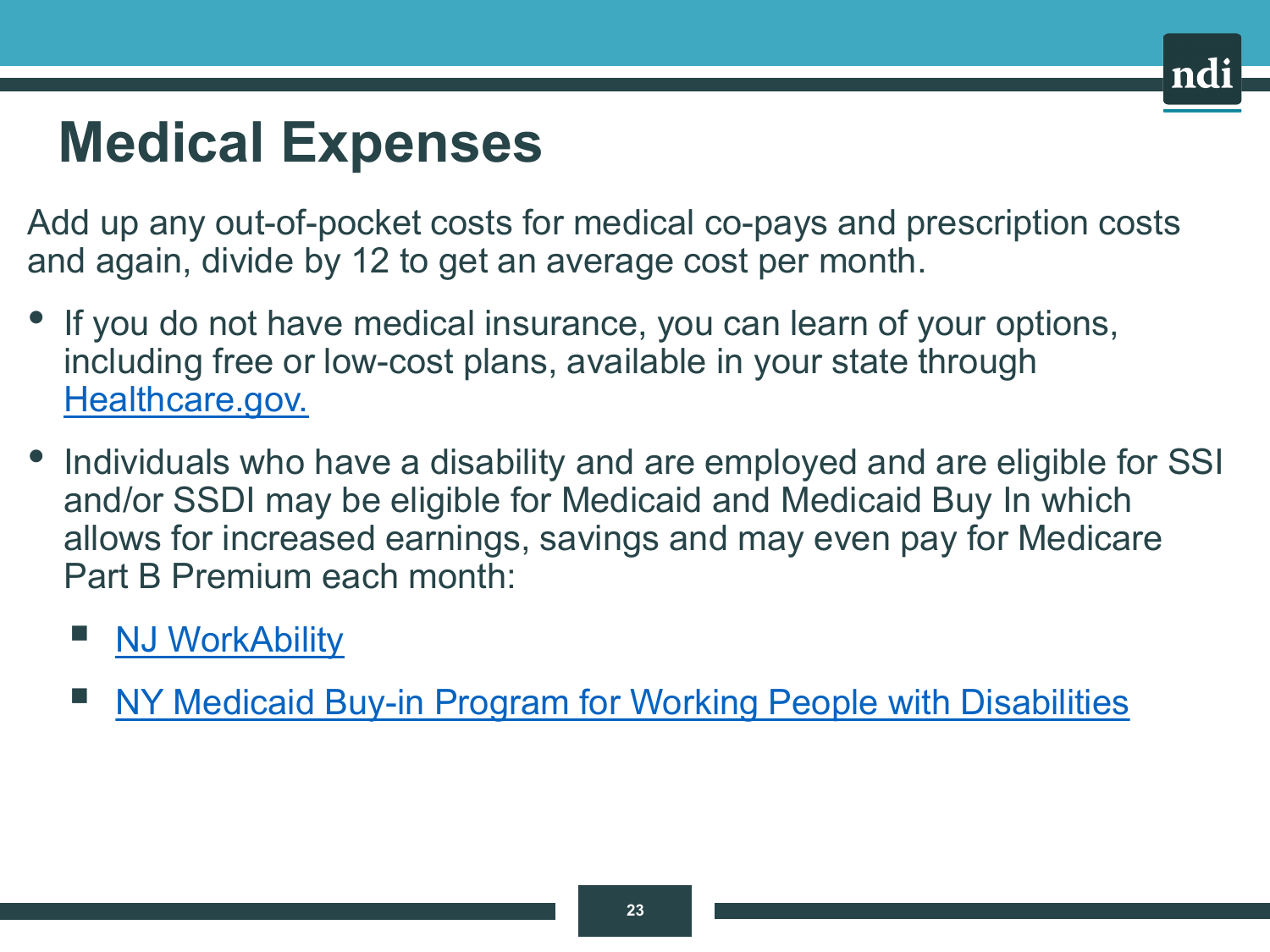# Medical Expenses

Add up any out-of-pocket costs for medical co-pays and prescription costs and again, divide by 12 to get an average cost per month.

- If you do not have medical insurance, you can learn of your options, including free or low-cost plans, available in your state through Healthcare.gov.
- Individuals who have a disability and are employed and are eligible for SSI and/or SSDI may be eligible for Medicaid and Medicaid Buy In which allows for increased earnings, savings and may even pay for Medicare Part B Premium each month:
  - NJ WorkAbility
  - NY Medicaid Buy-in Program for Working People with Disabilities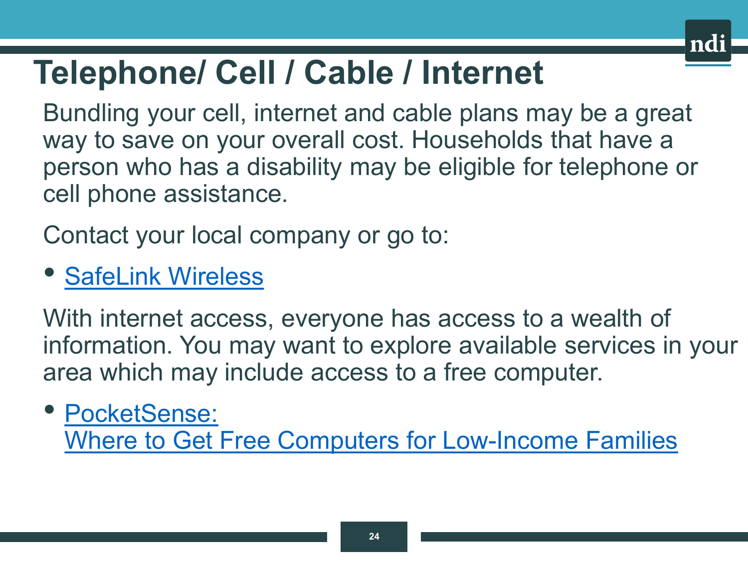# Telephone/ Cell / Cable / Internet

Bundling your cell, internet and cable plans may be a great way to save on your overall cost. Households that have a person who has a disability may be eligible for telephone or cell phone assistance.

Contact your local company or go to:

- SafeLink Wireless

With internet access, everyone has access to a wealth of information. You may want to explore available services in your area which may include access to a free computer.

- PocketSense: Where to Get Free Computers for Low-Income Families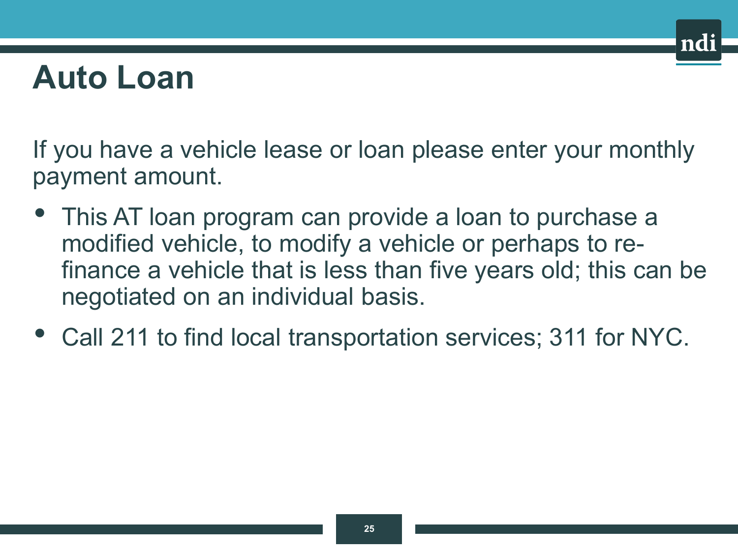# Auto Loan

If you have a vehicle lease or loan please enter your monthly payment amount.

- This AT loan program can provide a loan to purchase a modified vehicle, to modify a vehicle or perhaps to re-finance a vehicle that is less than five years old; this can be negotiated on an individual basis.
- Call 211 to find local transportation services; 311 for NYC.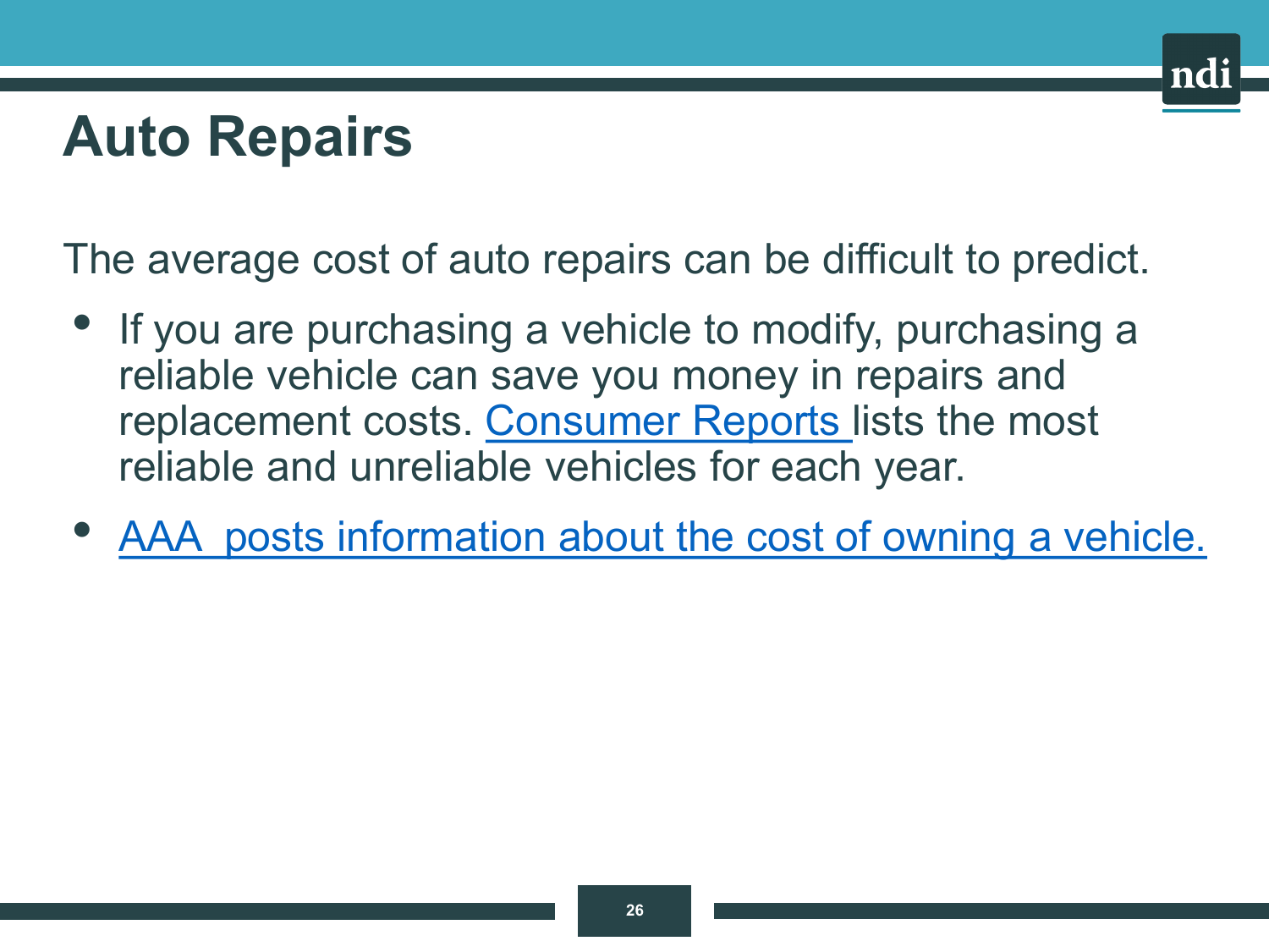# Auto Repairs

The average cost of auto repairs can be difficult to predict.

- If you are purchasing a vehicle to modify, purchasing a reliable vehicle can save you money in repairs and replacement costs. Consumer Reports lists the most reliable and unreliable vehicles for each year.
- AAA posts information about the cost of owning a vehicle.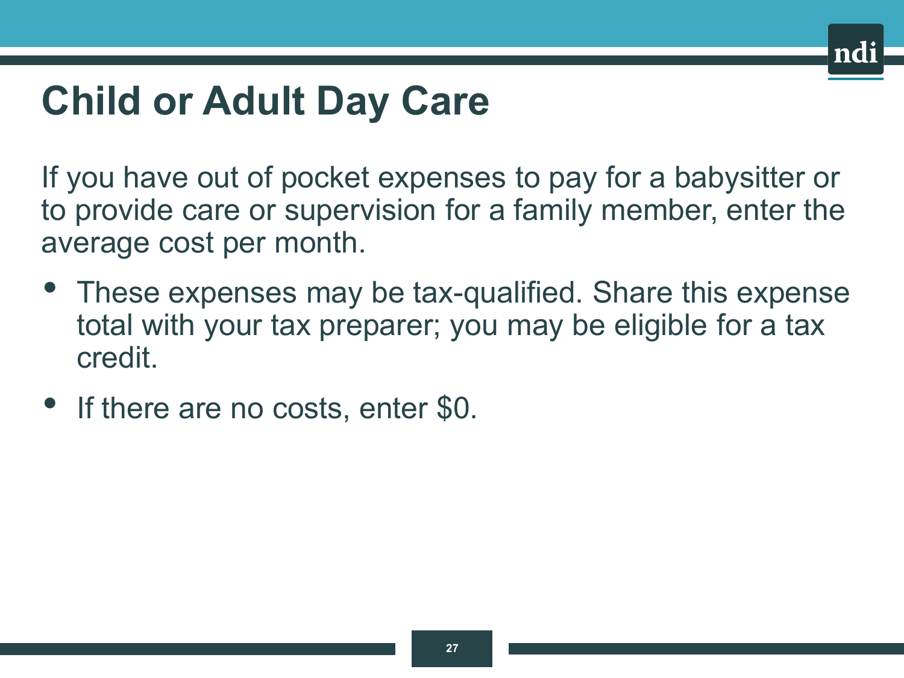# Child or Adult Day Care

If you have out of pocket expenses to pay for a babysitter or to provide care or supervision for a family member, enter the average cost per month.

- These expenses may be tax-qualified. Share this expense total with your tax preparer; you may be eligible for a tax credit.
- If there are no costs, enter $0.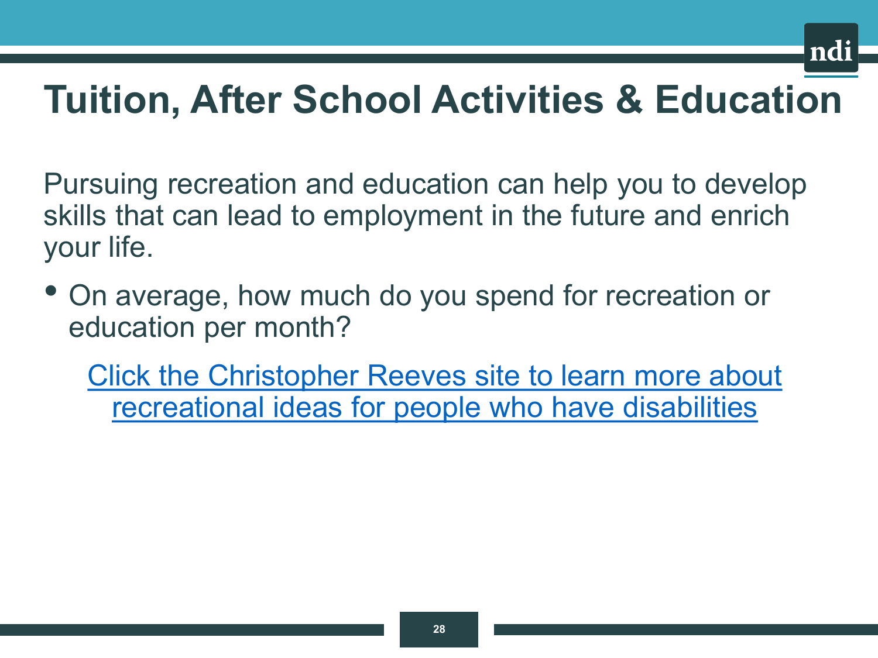# Tuition, After School Activities & Education

Pursuing recreation and education can help you to develop skills that can lead to employment in the future and enrich your life.

- On average, how much do you spend for recreation or education per month?

Click the Christopher Reeves site to learn more about recreational ideas for people who have disabilities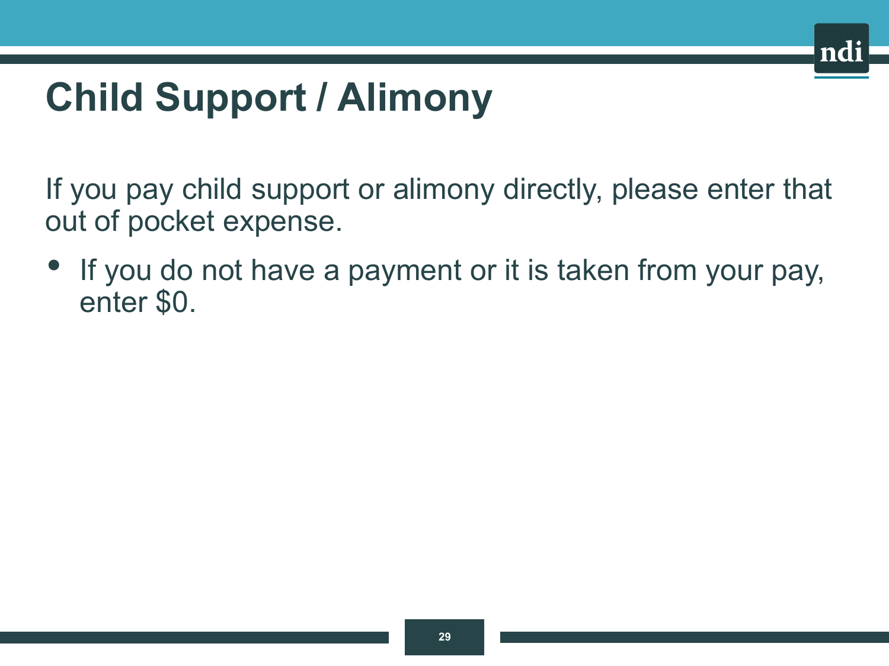# Child Support / Alimony

If you pay child support or alimony directly, please enter that out of pocket expense.

- If you do not have a payment or it is taken from your pay, enter $0.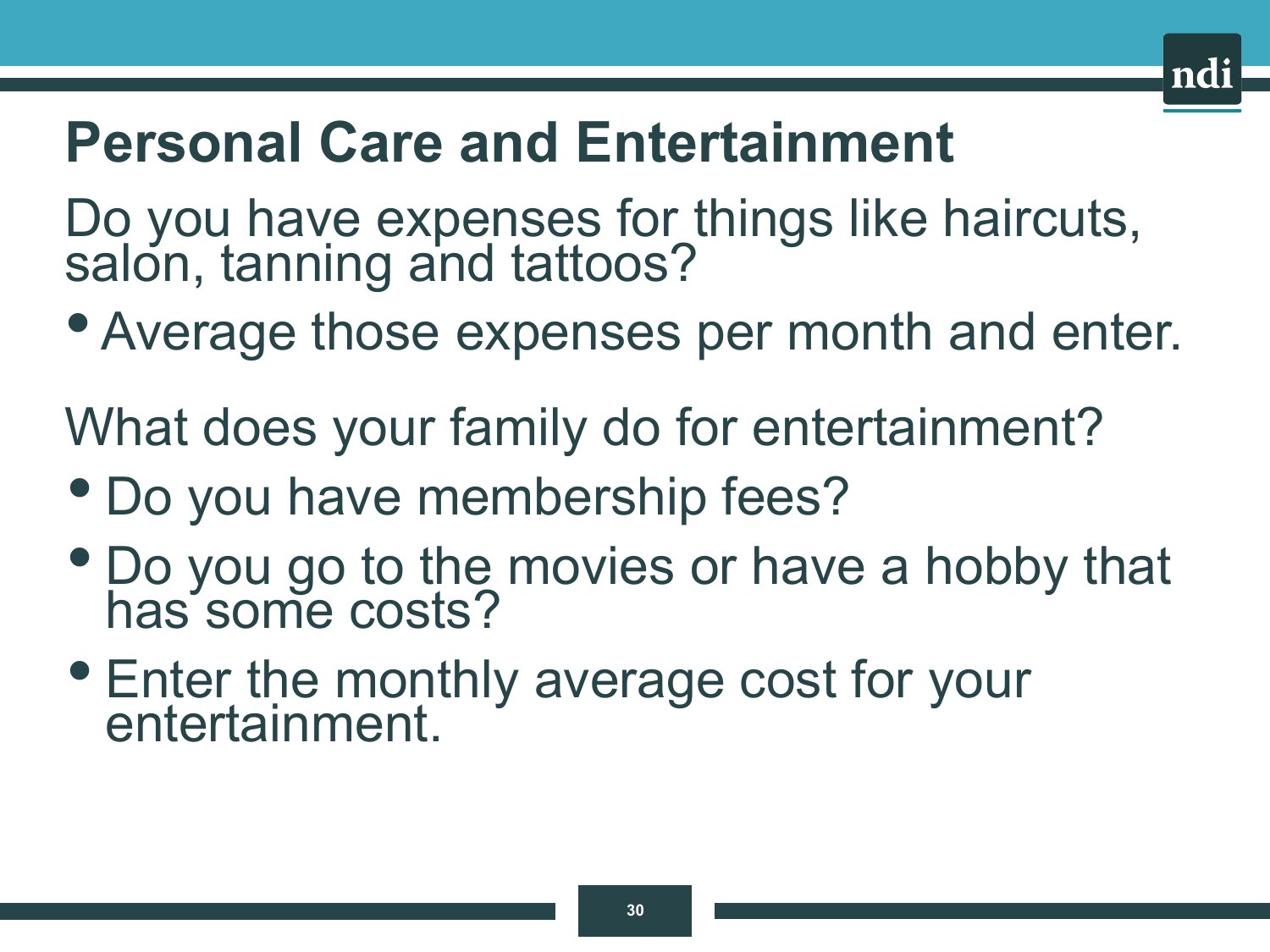# Personal Care and Entertainment

Do you have expenses for things like haircuts, salon, tanning and tattoos?

- Average those expenses per month and enter.

What does your family do for entertainment?

- Do you have membership fees?
- Do you go to the movies or have a hobby that has some costs?
- Enter the monthly average cost for your entertainment.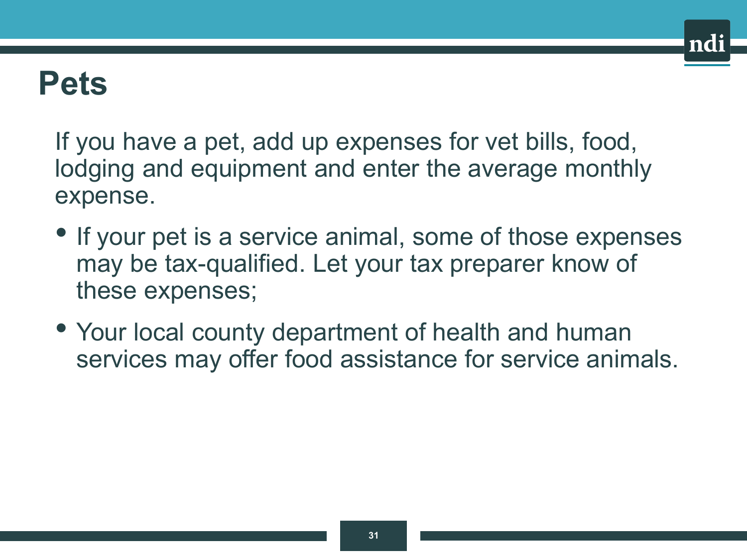# Pets

If you have a pet, add up expenses for vet bills, food, lodging and equipment and enter the average monthly expense.

- If your pet is a service animal, some of those expenses may be tax-qualified. Let your tax preparer know of these expenses;
- Your local county department of health and human services may offer food assistance for service animals.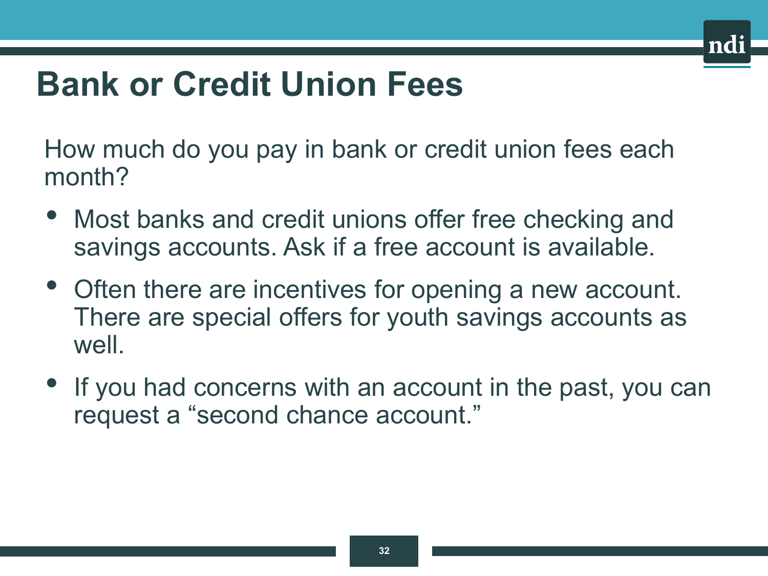# Bank or Credit Union Fees

How much do you pay in bank or credit union fees each month?

- Most banks and credit unions offer free checking and savings accounts. Ask if a free account is available.
- Often there are incentives for opening a new account. There are special offers for youth savings accounts as well.
- If you had concerns with an account in the past, you can request a "second chance account."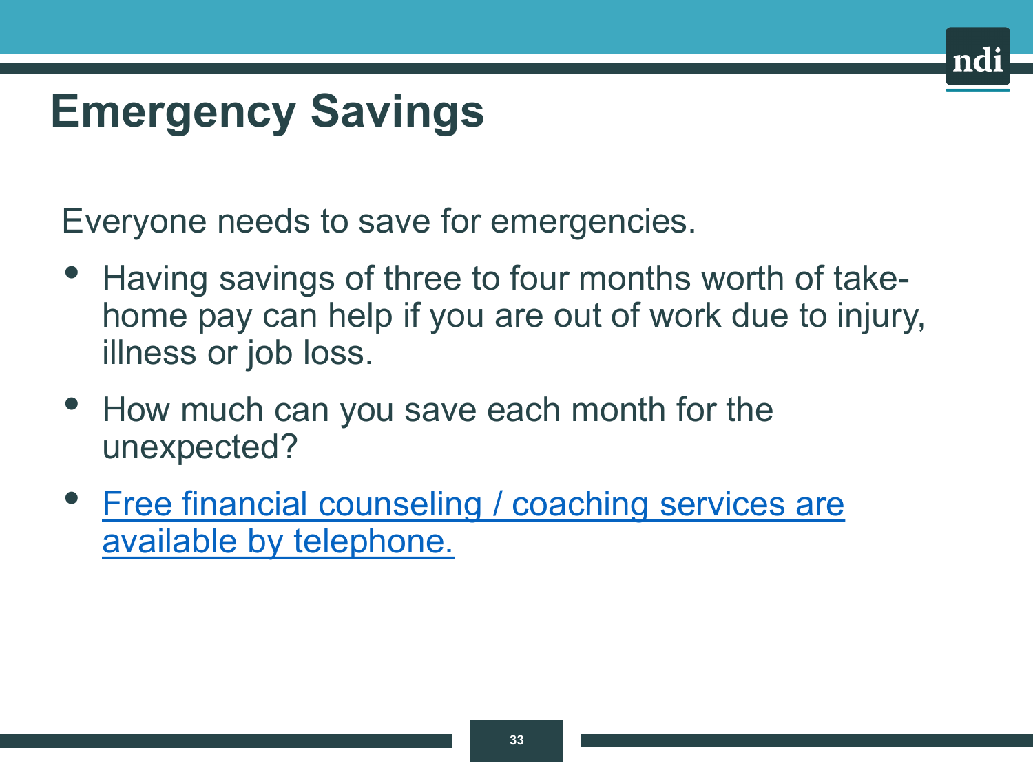# Emergency Savings

Everyone needs to save for emergencies.

- Having savings of three to four months worth of take-home pay can help if you are out of work due to injury, illness or job loss.
- How much can you save each month for the unexpected?
- Free financial counseling / coaching services are available by telephone.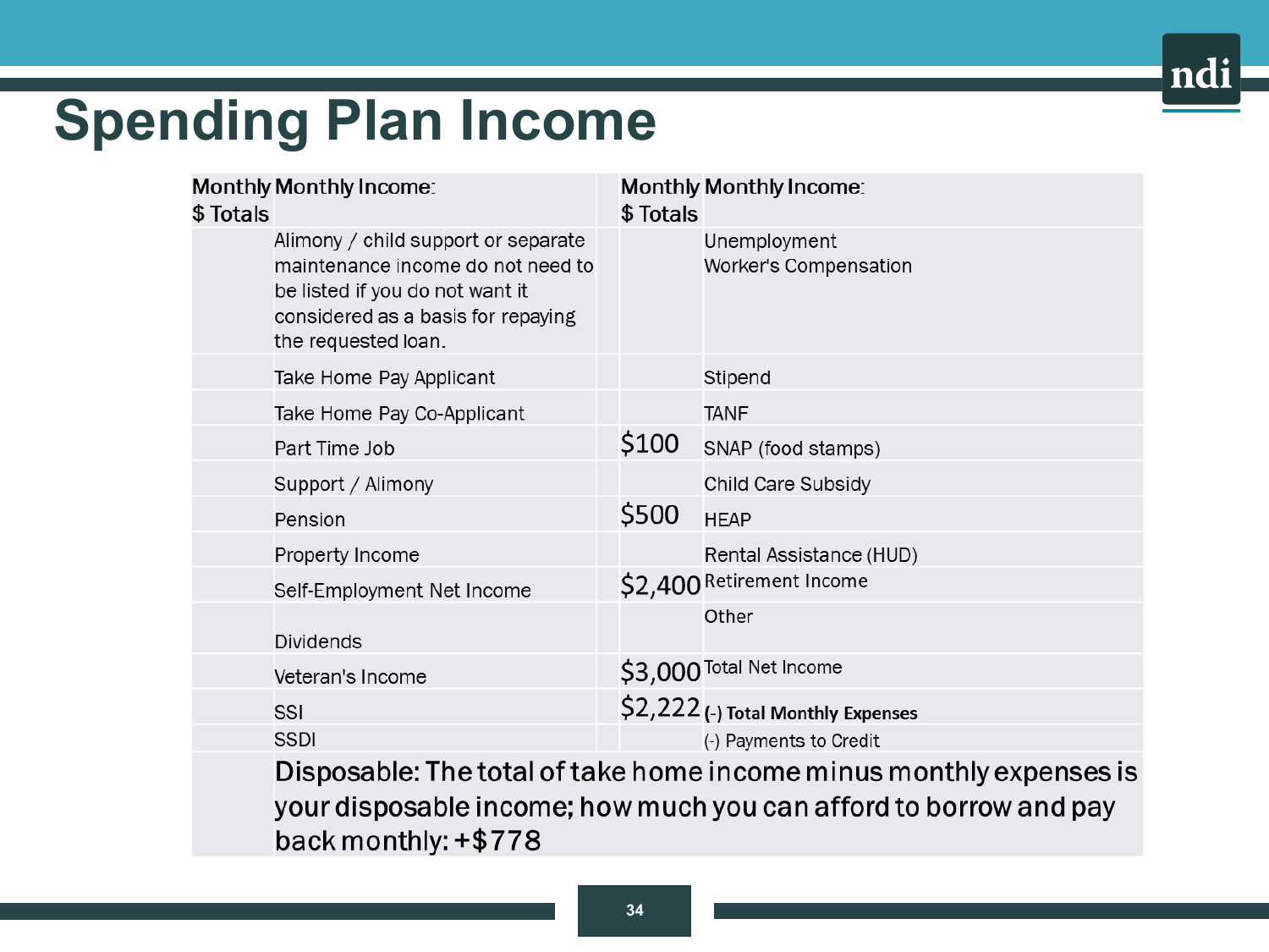# Spending Plan Income

| Monthly $ Totals | Monthly Income: | Monthly $ Totals | Monthly Income: |
|---|---|---|---|
| | Alimony / child support or separate maintenance income do not need to be listed if you do not want it considered as a basis for repaying the requested loan. | | Unemployment Worker's Compensation |
| | Take Home Pay Applicant | | Stipend |
| | Take Home Pay Co-Applicant | | TANF |
| | Part Time Job | $100 | SNAP (food stamps) |
| | Support / Alimony | | Child Care Subsidy |
| | Pension | $500 | HEAP |
| | Property Income | | Rental Assistance (HUD) |
| | Self-Employment Net Income | $2,400 | Retirement Income |
| | Dividends | | Other |
| | Veteran's Income | $3,000 | Total Net Income |
| | SSI | $2,222 | (-) **Total Monthly Expenses** |
| | SSDI | | (-) Payments to Credit |
| | Disposable: The total of take home income minus monthly expenses is your disposable income; how much you can afford to borrow and pay back monthly: +$778 | | |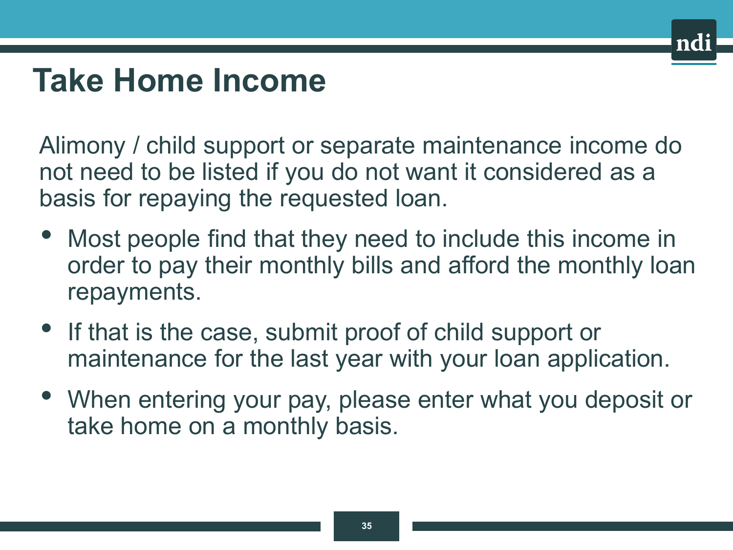# Take Home Income

Alimony / child support or separate maintenance income do not need to be listed if you do not want it considered as a basis for repaying the requested loan.

- Most people find that they need to include this income in order to pay their monthly bills and afford the monthly loan repayments.
- If that is the case, submit proof of child support or maintenance for the last year with your loan application.
- When entering your pay, please enter what you deposit or take home on a monthly basis.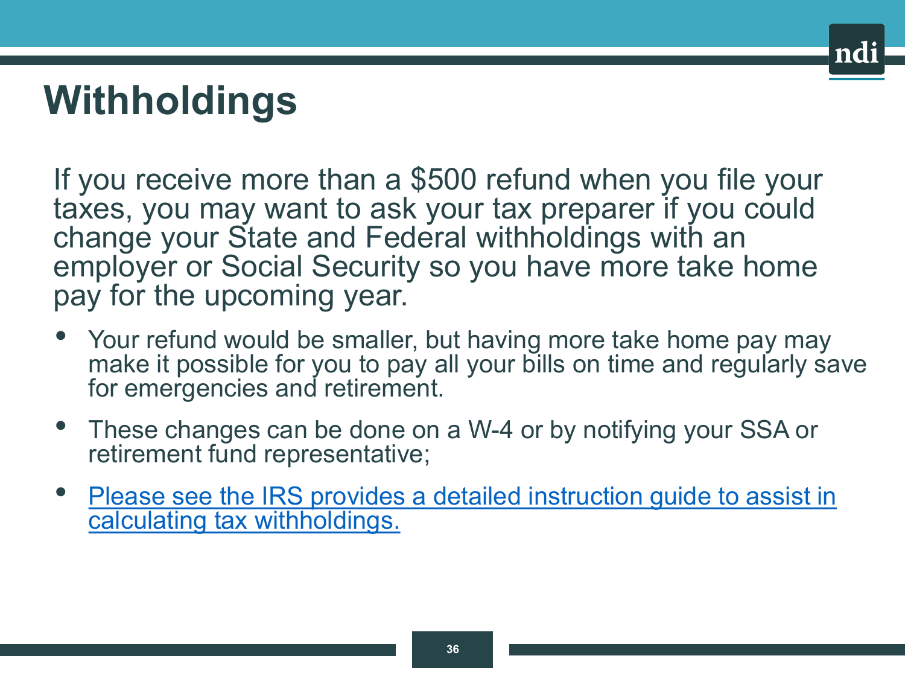# Withholdings

If you receive more than a $500 refund when you file your taxes, you may want to ask your tax preparer if you could change your State and Federal withholdings with an employer or Social Security so you have more take home pay for the upcoming year.

- Your refund would be smaller, but having more take home pay may make it possible for you to pay all your bills on time and regularly save for emergencies and retirement.
- These changes can be done on a W-4 or by notifying your SSA or retirement fund representative;
- Please see the IRS provides a detailed instruction guide to assist in calculating tax withholdings.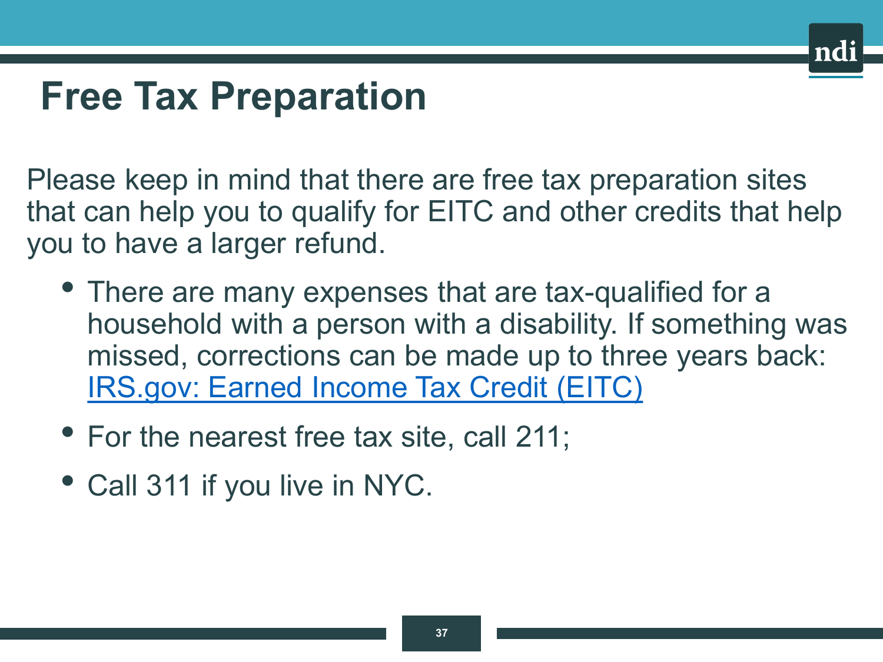# Free Tax Preparation

Please keep in mind that there are free tax preparation sites that can help you to qualify for EITC and other credits that help you to have a larger refund.

- There are many expenses that are tax-qualified for a household with a person with a disability. If something was missed, corrections can be made up to three years back: IRS.gov: Earned Income Tax Credit (EITC)
- For the nearest free tax site, call 211;
- Call 311 if you live in NYC.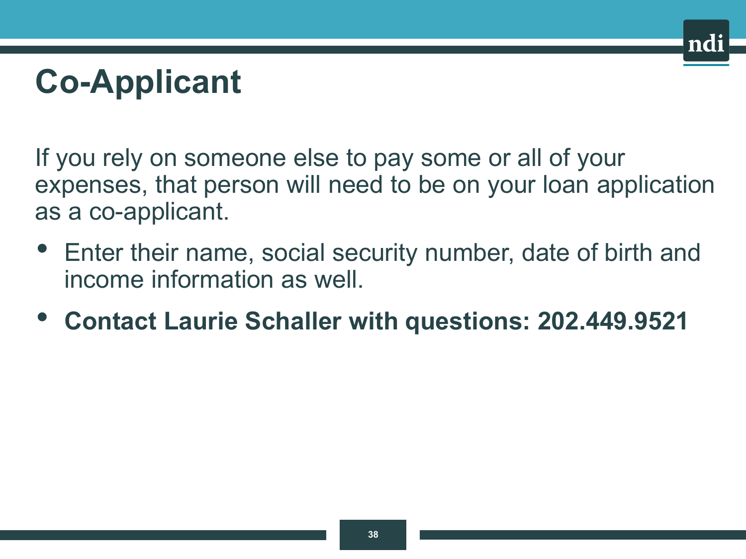# Co-Applicant

If you rely on someone else to pay some or all of your expenses, that person will need to be on your loan application as a co-applicant.

- Enter their name, social security number, date of birth and income information as well.
- **Contact Laurie Schaller with questions: 202.449.9521**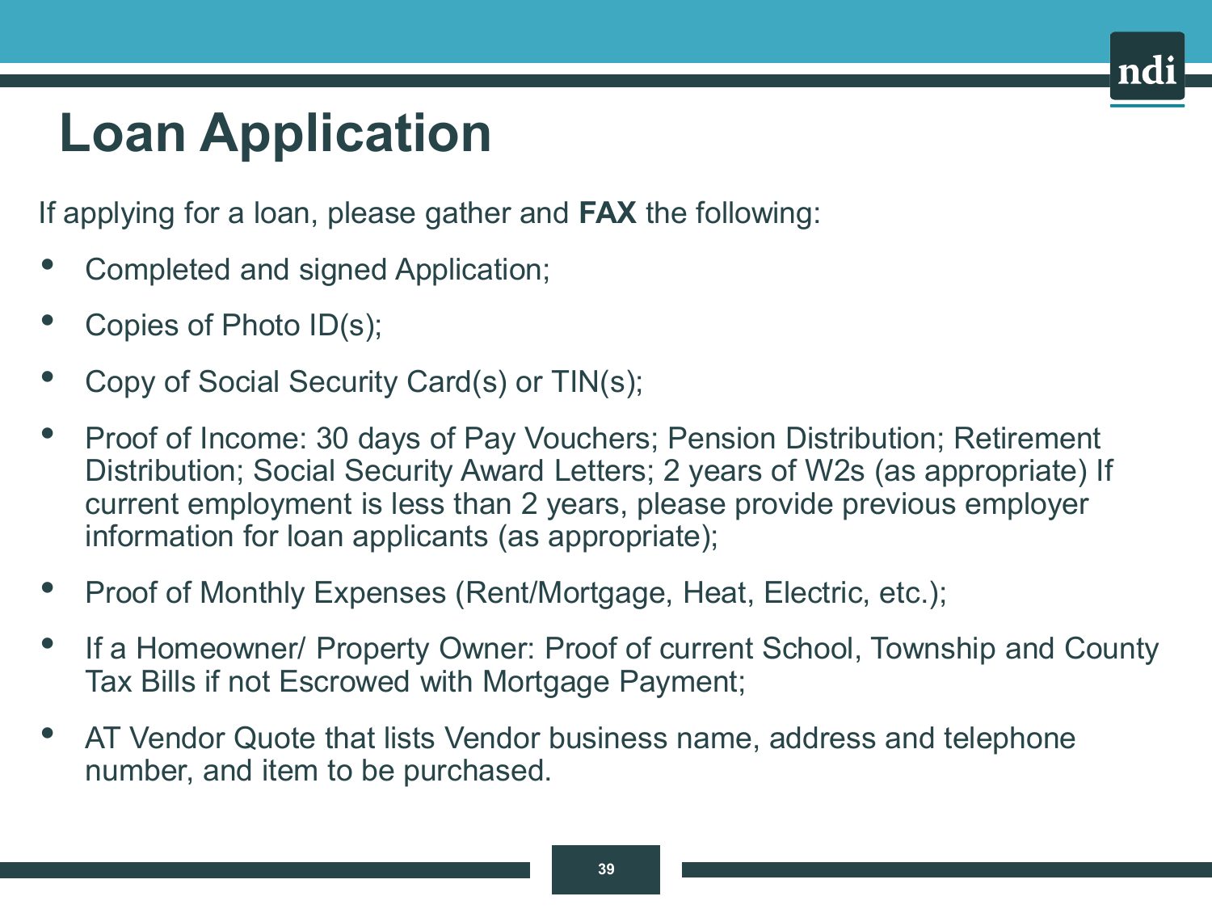# Loan Application

If applying for a loan, please gather and **FAX** the following:

- Completed and signed Application;
- Copies of Photo ID(s);
- Copy of Social Security Card(s) or TIN(s);
- Proof of Income: 30 days of Pay Vouchers; Pension Distribution; Retirement Distribution; Social Security Award Letters; 2 years of W2s (as appropriate) If current employment is less than 2 years, please provide previous employer information for loan applicants (as appropriate);
- Proof of Monthly Expenses (Rent/Mortgage, Heat, Electric, etc.);
- If a Homeowner/ Property Owner: Proof of current School, Township and County Tax Bills if not Escrowed with Mortgage Payment;
- AT Vendor Quote that lists Vendor business name, address and telephone number, and item to be purchased.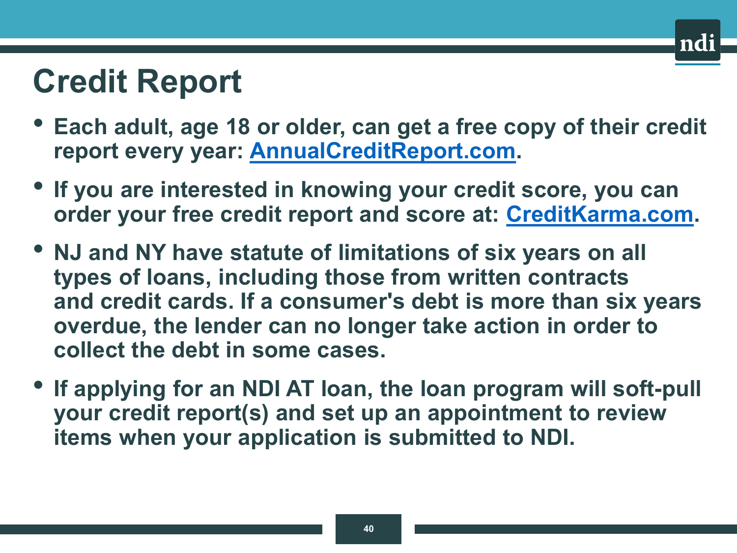# Credit Report

- **Each adult, age 18 or older, can get a free copy of their credit report every year: [AnnualCreditReport.com](AnnualCreditReport.com).**
- **If you are interested in knowing your credit score, you can order your free credit report and score at: [CreditKarma.com](CreditKarma.com).**
- **NJ and NY have statute of limitations of six years on all types of loans, including those from written contracts and credit cards. If a consumer's debt is more than six years overdue, the lender can no longer take action in order to collect the debt in some cases.**
- **If applying for an NDI AT loan, the loan program will soft-pull your credit report(s) and set up an appointment to review items when your application is submitted to NDI.**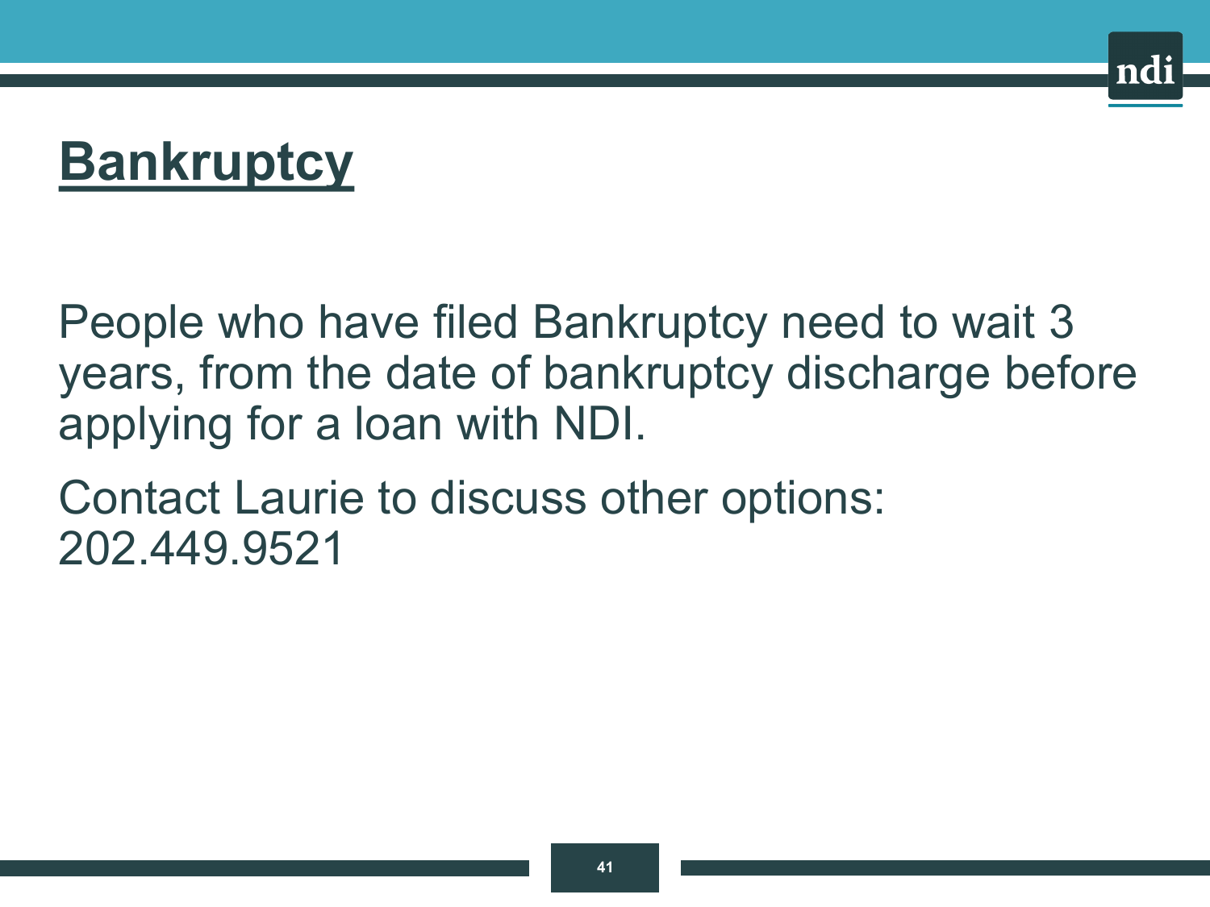# Bankruptcy

People who have filed Bankruptcy need to wait 3 years, from the date of bankruptcy discharge before applying for a loan with NDI.

Contact Laurie to discuss other options: 202.449.9521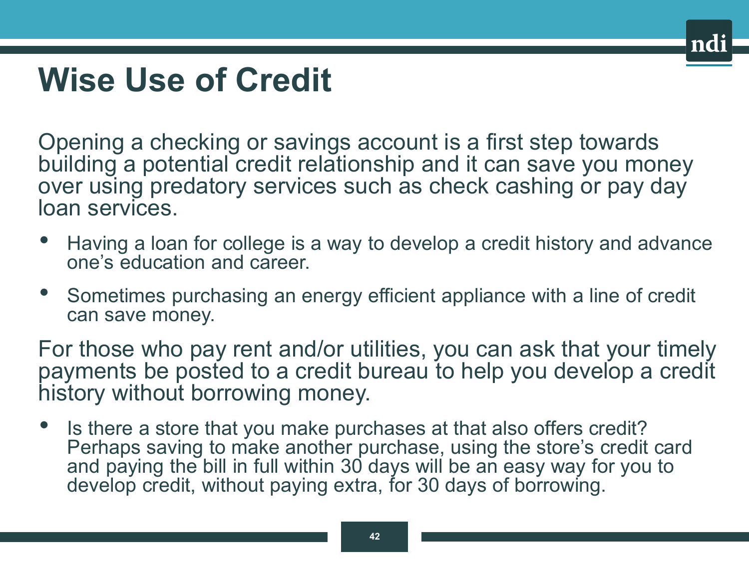# Wise Use of Credit

Opening a checking or savings account is a first step towards building a potential credit relationship and it can save you money over using predatory services such as check cashing or pay day loan services.

- Having a loan for college is a way to develop a credit history and advance one's education and career.
- Sometimes purchasing an energy efficient appliance with a line of credit can save money.

For those who pay rent and/or utilities, you can ask that your timely payments be posted to a credit bureau to help you develop a credit history without borrowing money.

- Is there a store that you make purchases at that also offers credit? Perhaps saving to make another purchase, using the store's credit card and paying the bill in full within 30 days will be an easy way for you to develop credit, without paying extra, for 30 days of borrowing.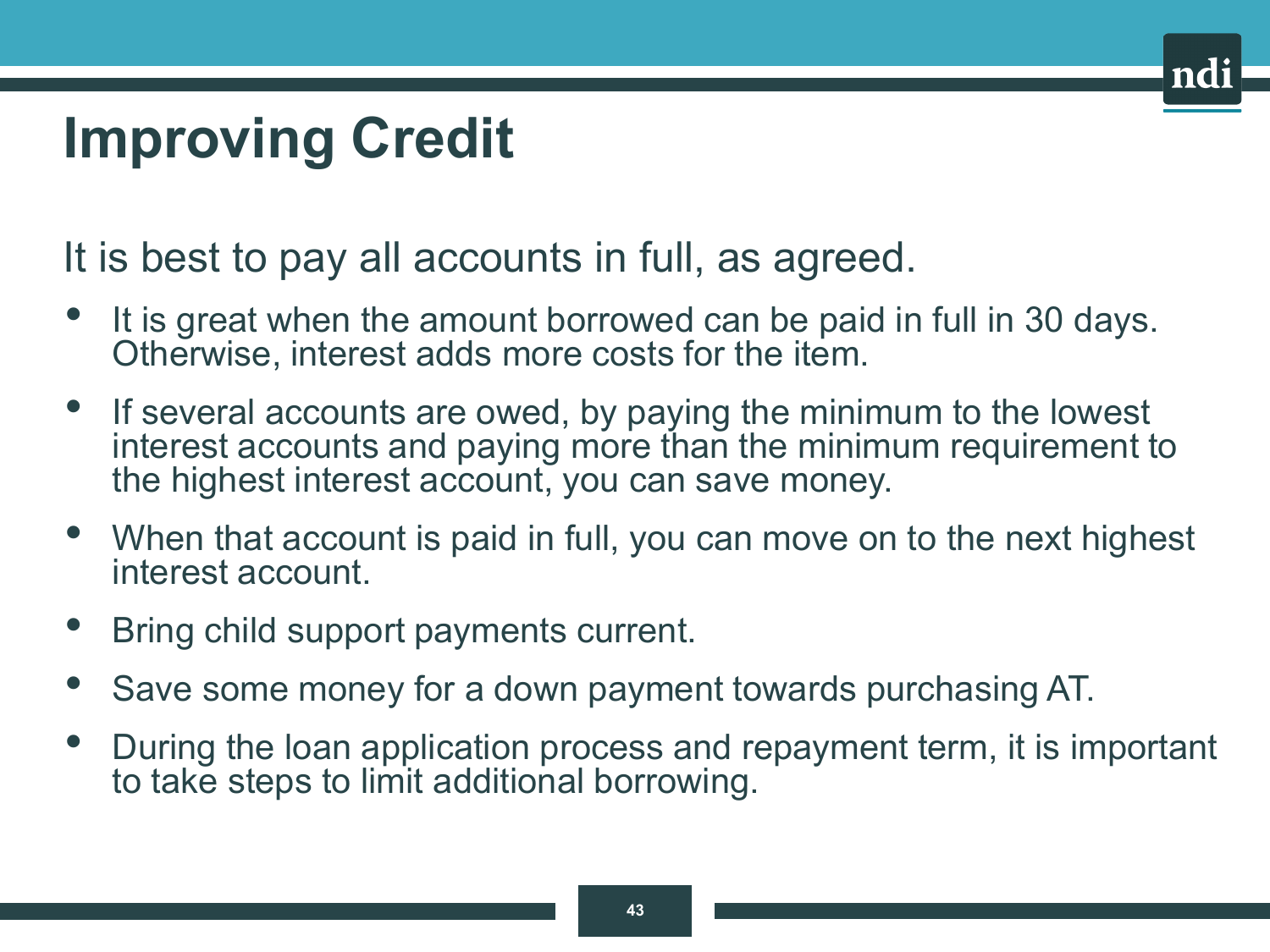# Improving Credit

It is best to pay all accounts in full, as agreed.

- It is great when the amount borrowed can be paid in full in 30 days. Otherwise, interest adds more costs for the item.
- If several accounts are owed, by paying the minimum to the lowest interest accounts and paying more than the minimum requirement to the highest interest account, you can save money.
- When that account is paid in full, you can move on to the next highest interest account.
- Bring child support payments current.
- Save some money for a down payment towards purchasing AT.
- During the loan application process and repayment term, it is important to take steps to limit additional borrowing.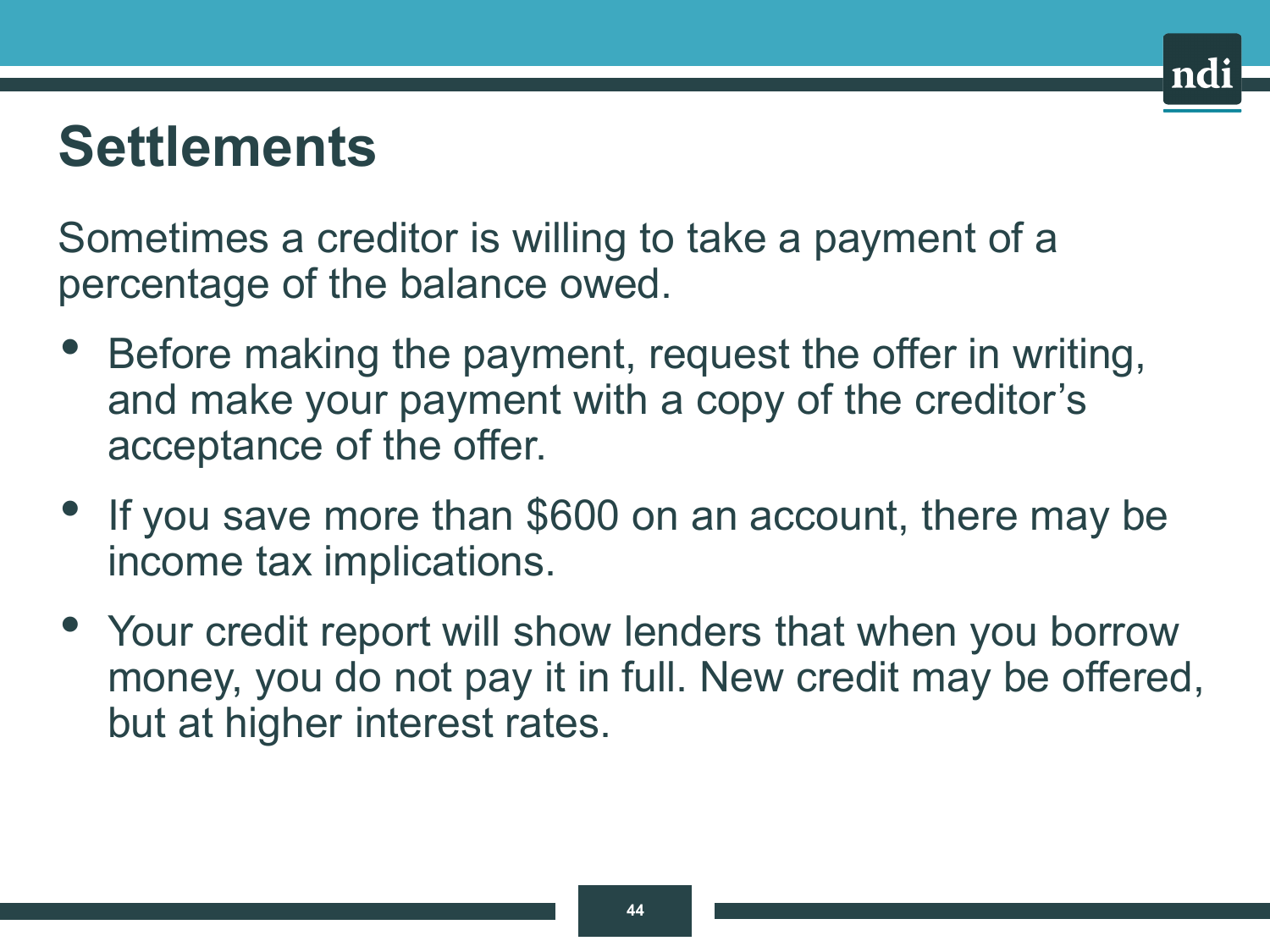# Settlements

Sometimes a creditor is willing to take a payment of a percentage of the balance owed.

- Before making the payment, request the offer in writing, and make your payment with a copy of the creditor's acceptance of the offer.
- If you save more than $600 on an account, there may be income tax implications.
- Your credit report will show lenders that when you borrow money, you do not pay it in full. New credit may be offered, but at higher interest rates.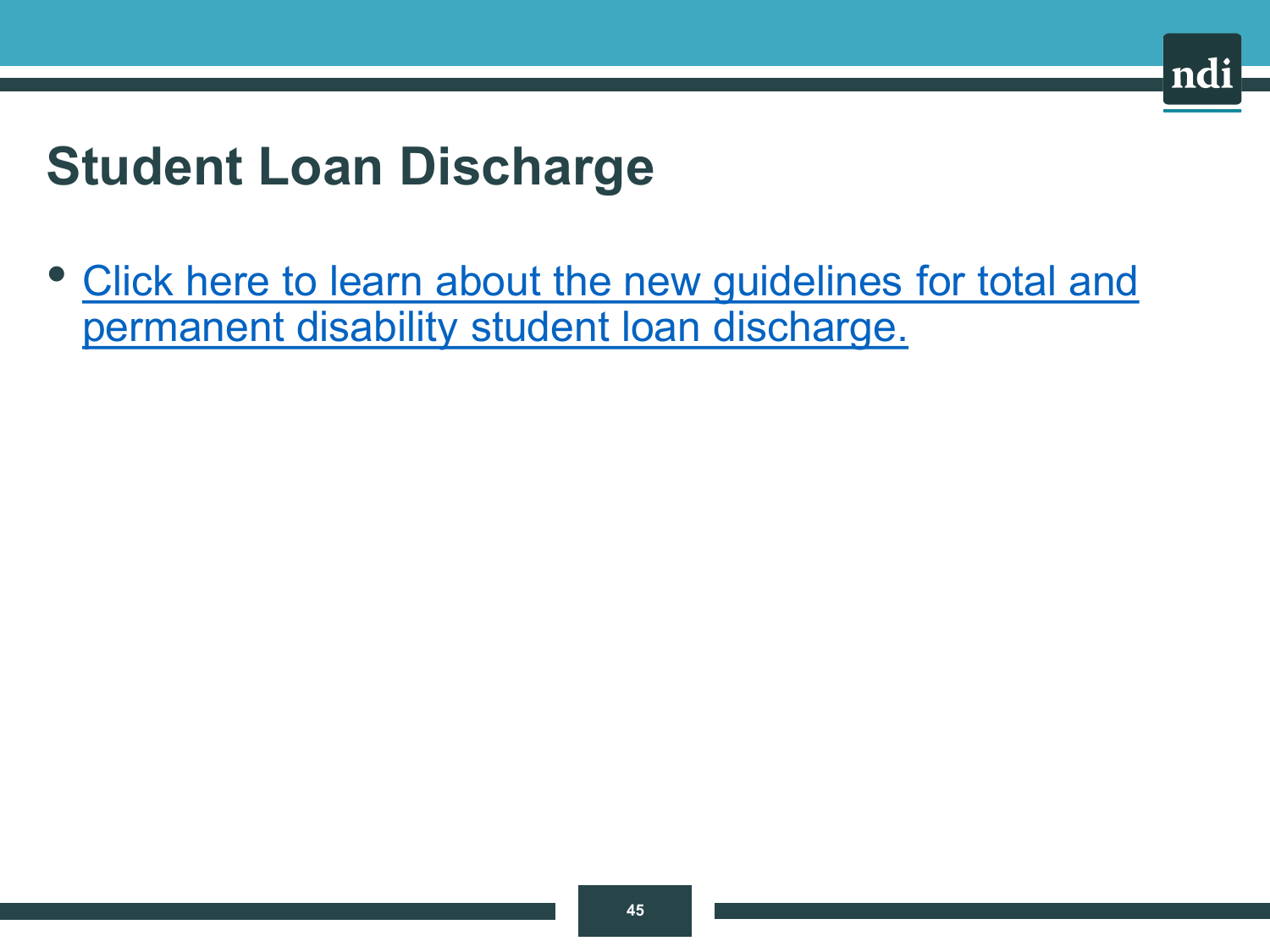# Student Loan Discharge

- Click here to learn about the new guidelines for total and permanent disability student loan discharge.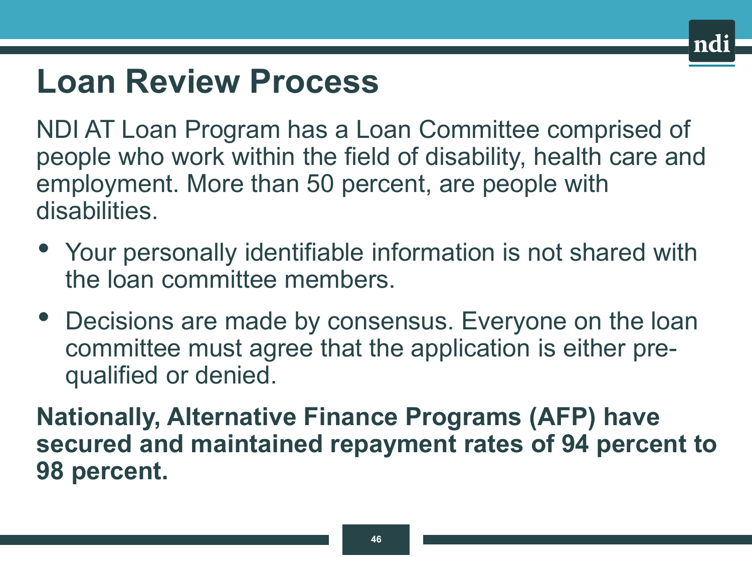# Loan Review Process

NDI AT Loan Program has a Loan Committee comprised of people who work within the field of disability, health care and employment. More than 50 percent, are people with disabilities.

- Your personally identifiable information is not shared with the loan committee members.
- Decisions are made by consensus. Everyone on the loan committee must agree that the application is either pre-qualified or denied.

**Nationally, Alternative Finance Programs (AFP) have secured and maintained repayment rates of 94 percent to 98 percent.**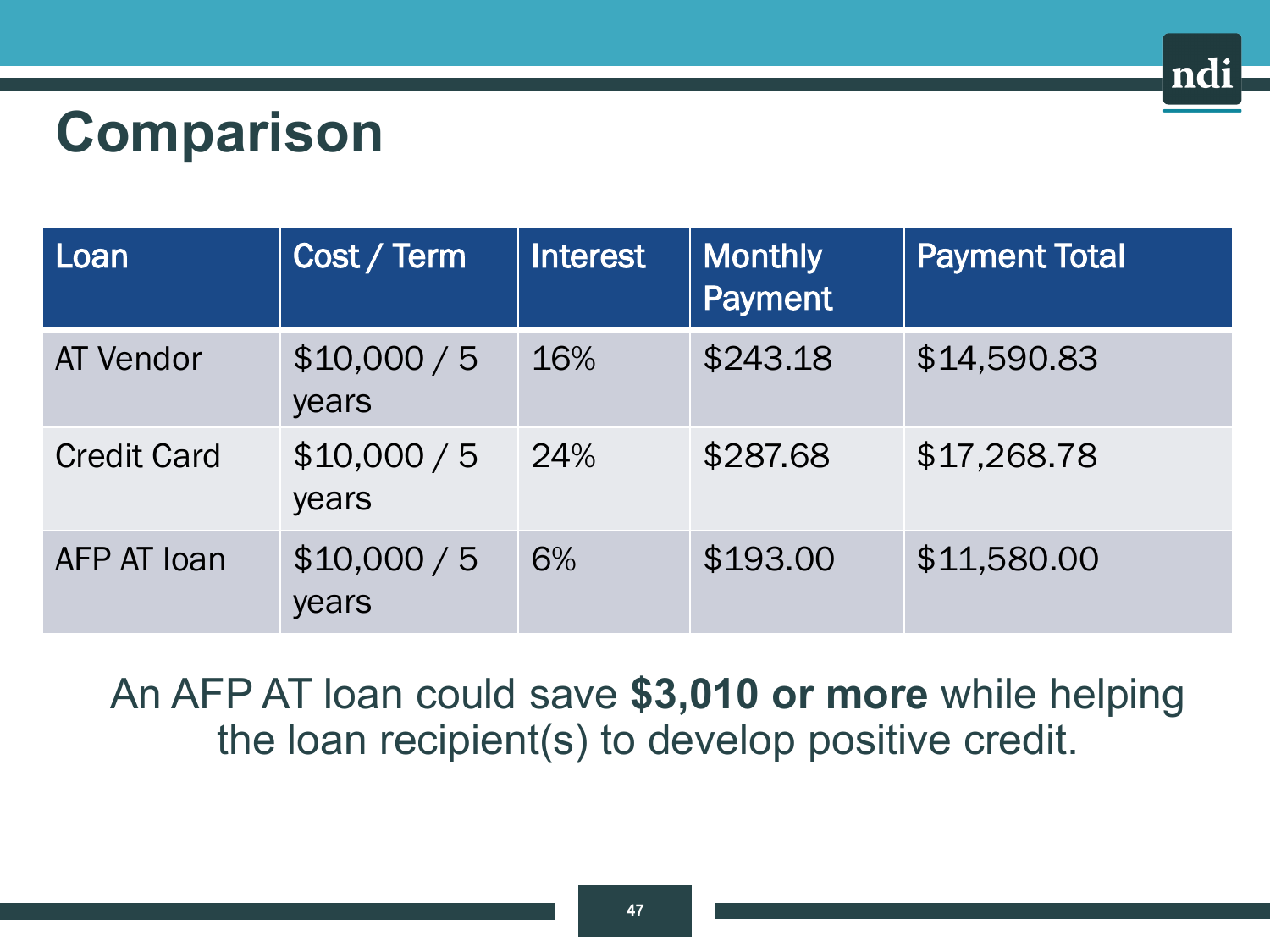# Comparison

| Loan | Cost / Term | Interest | Monthly Payment | Payment Total |
| --- | --- | --- | --- | --- |
| AT Vendor | $10,000 / 5 years | 16% | $243.18 | $14,590.83 |
| Credit Card | $10,000 / 5 years | 24% | $287.68 | $17,268.78 |
| AFP AT loan | $10,000 / 5 years | 6% | $193.00 | $11,580.00 |

An AFP AT loan could save **$3,010 or more** while helping the loan recipient(s) to develop positive credit.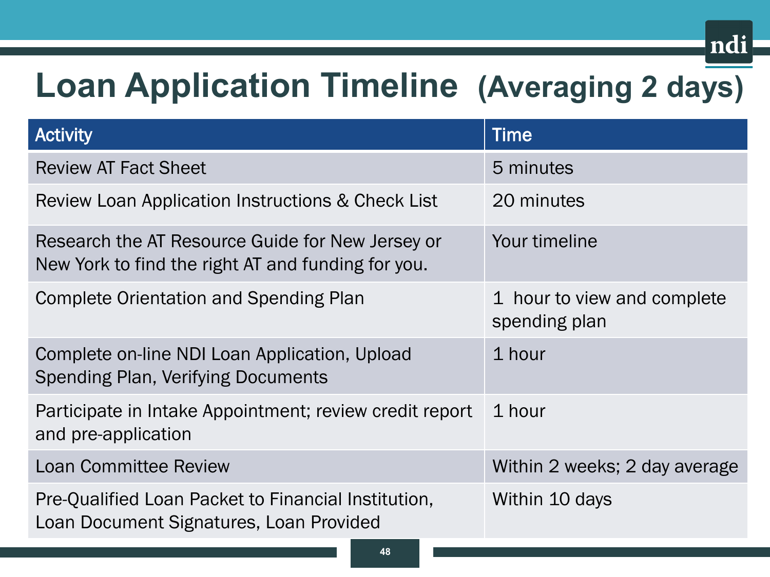# Loan Application Timeline (Averaging 2 days)

| Activity | Time |
|---|---|
| Review AT Fact Sheet | 5 minutes |
| Review Loan Application Instructions & Check List | 20 minutes |
| Research the AT Resource Guide for New Jersey or New York to find the right AT and funding for you. | Your timeline |
| Complete Orientation and Spending Plan | 1 hour to view and complete spending plan |
| Complete on-line NDI Loan Application, Upload Spending Plan, Verifying Documents | 1 hour |
| Participate in Intake Appointment; review credit report and pre-application | 1 hour |
| Loan Committee Review | Within 2 weeks; 2 day average |
| Pre-Qualified Loan Packet to Financial Institution, Loan Document Signatures, Loan Provided | Within 10 days |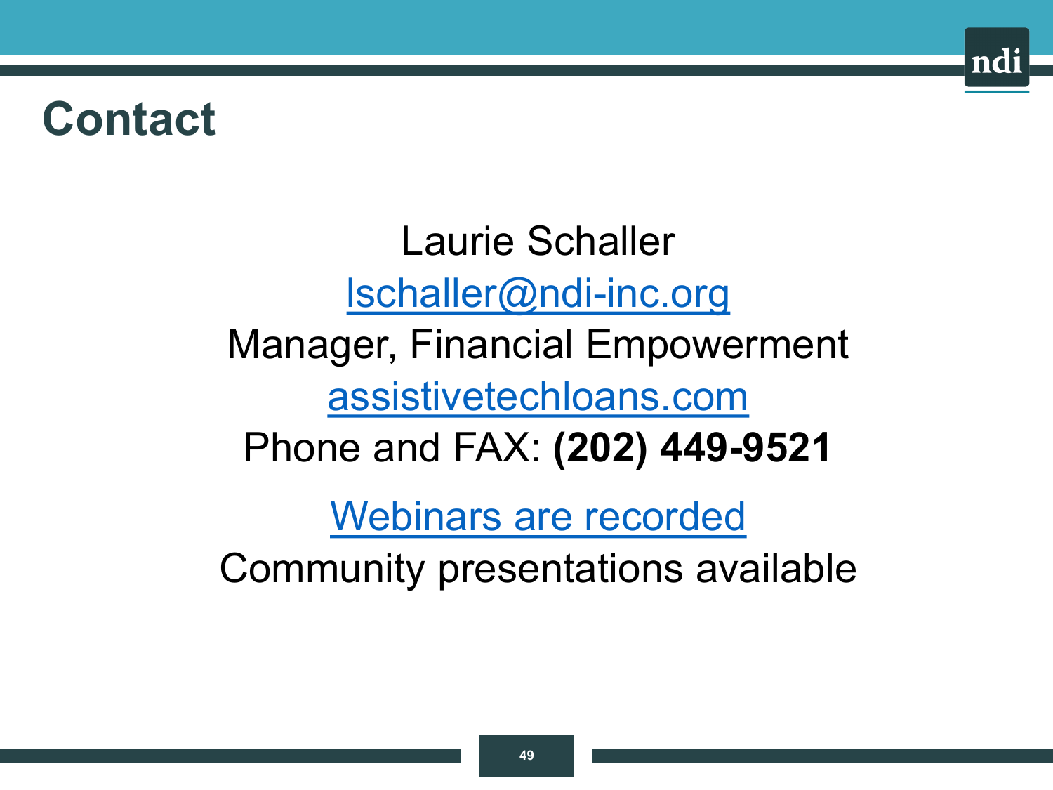# Contact

Laurie Schaller

lschaller@ndi-inc.org

Manager, Financial Empowerment

assistivetechloans.com

Phone and FAX: **(202) 449-9521**

Webinars are recorded

Community presentations available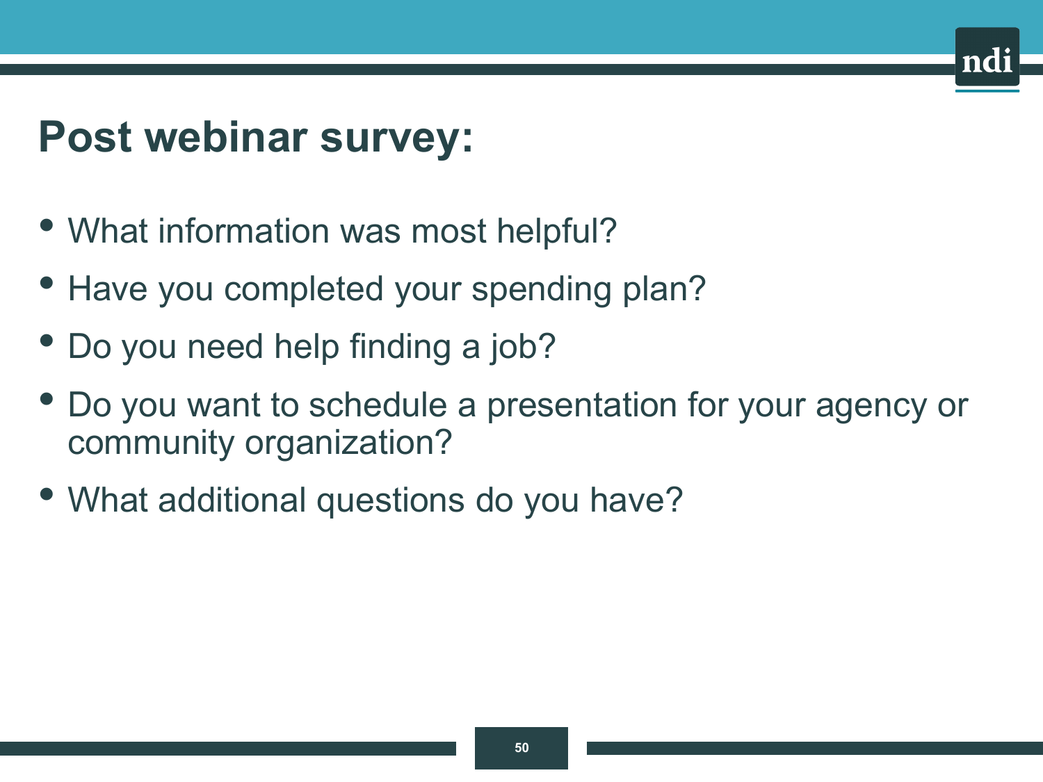# Post webinar survey:

- What information was most helpful?
- Have you completed your spending plan?
- Do you need help finding a job?
- Do you want to schedule a presentation for your agency or community organization?
- What additional questions do you have?